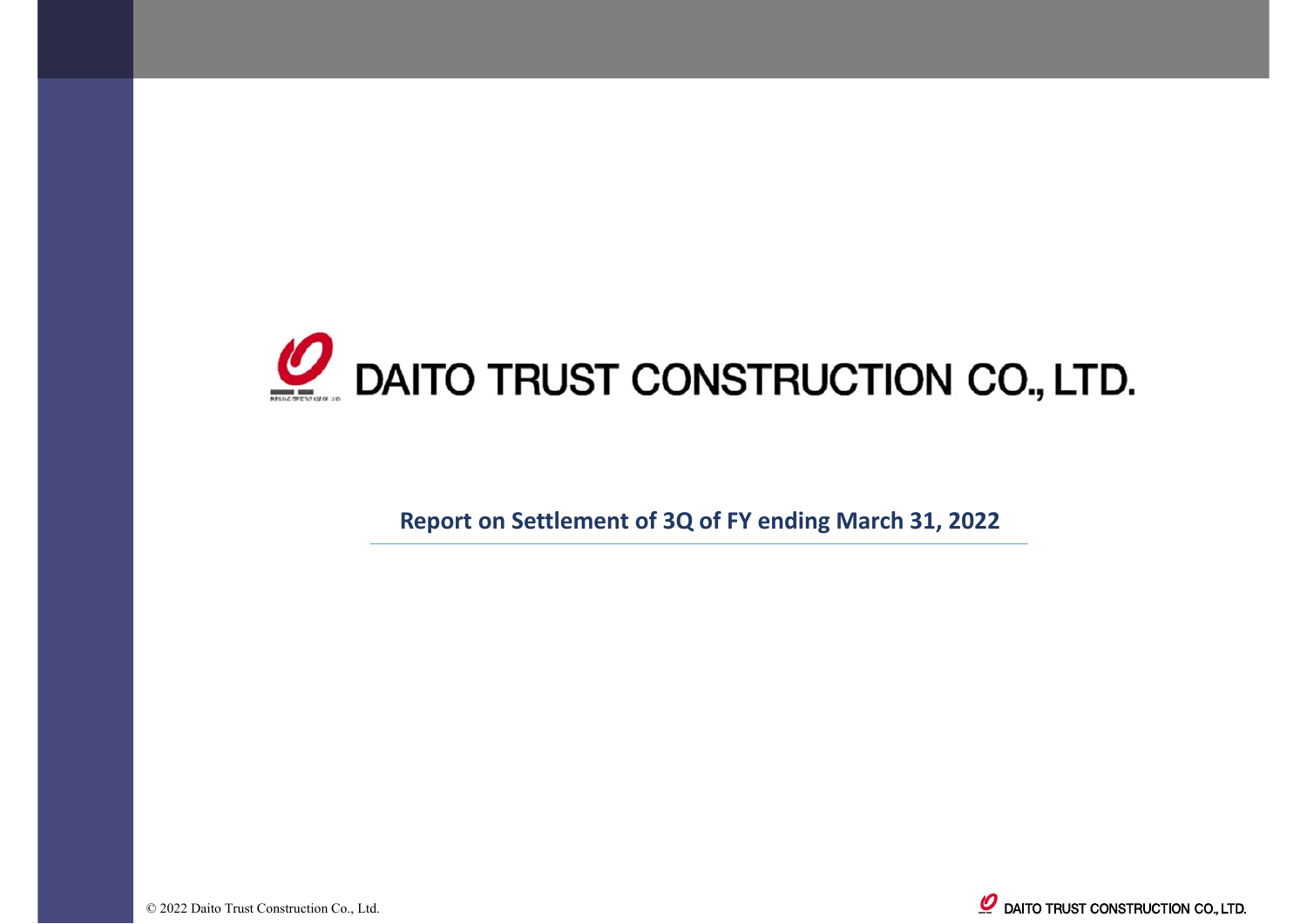# DAITO TRUST CONSTRUCTION CO., LTD.

## Report on Settlement of 3Q of FY ending March 31, 2022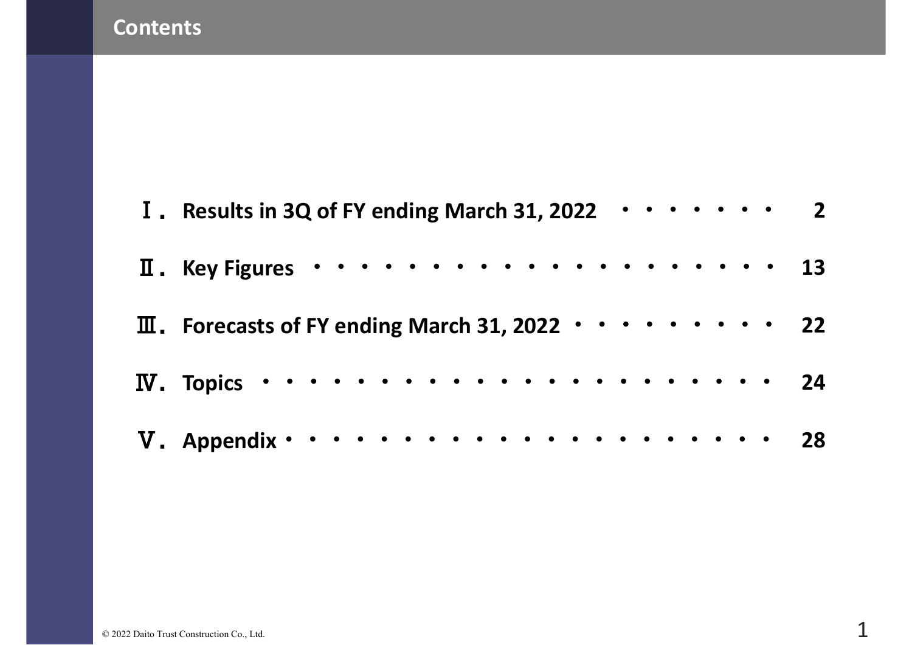# Contents

| | | |
|---|---|---|
| Ⅰ. | Results in 3Q of FY ending March 31, 2022 | 2 |
| Ⅱ. | Key Figures | 13 |
| Ⅲ. | Forecasts of FY ending March 31, 2022 | 22 |
| Ⅳ. | Topics | 24 |
| Ⅴ. | Appendix | 28 |

© 2022 Daito Trust Construction Co., Ltd.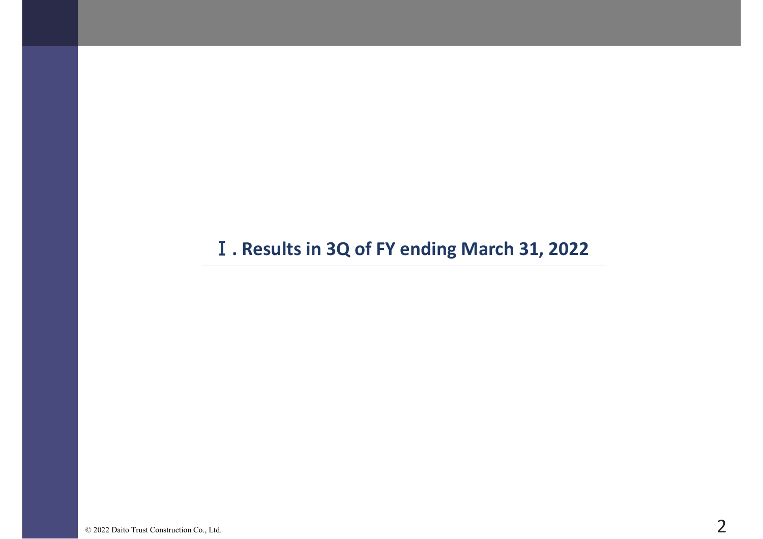# Ⅰ. Results in 3Q of FY ending March 31, 2022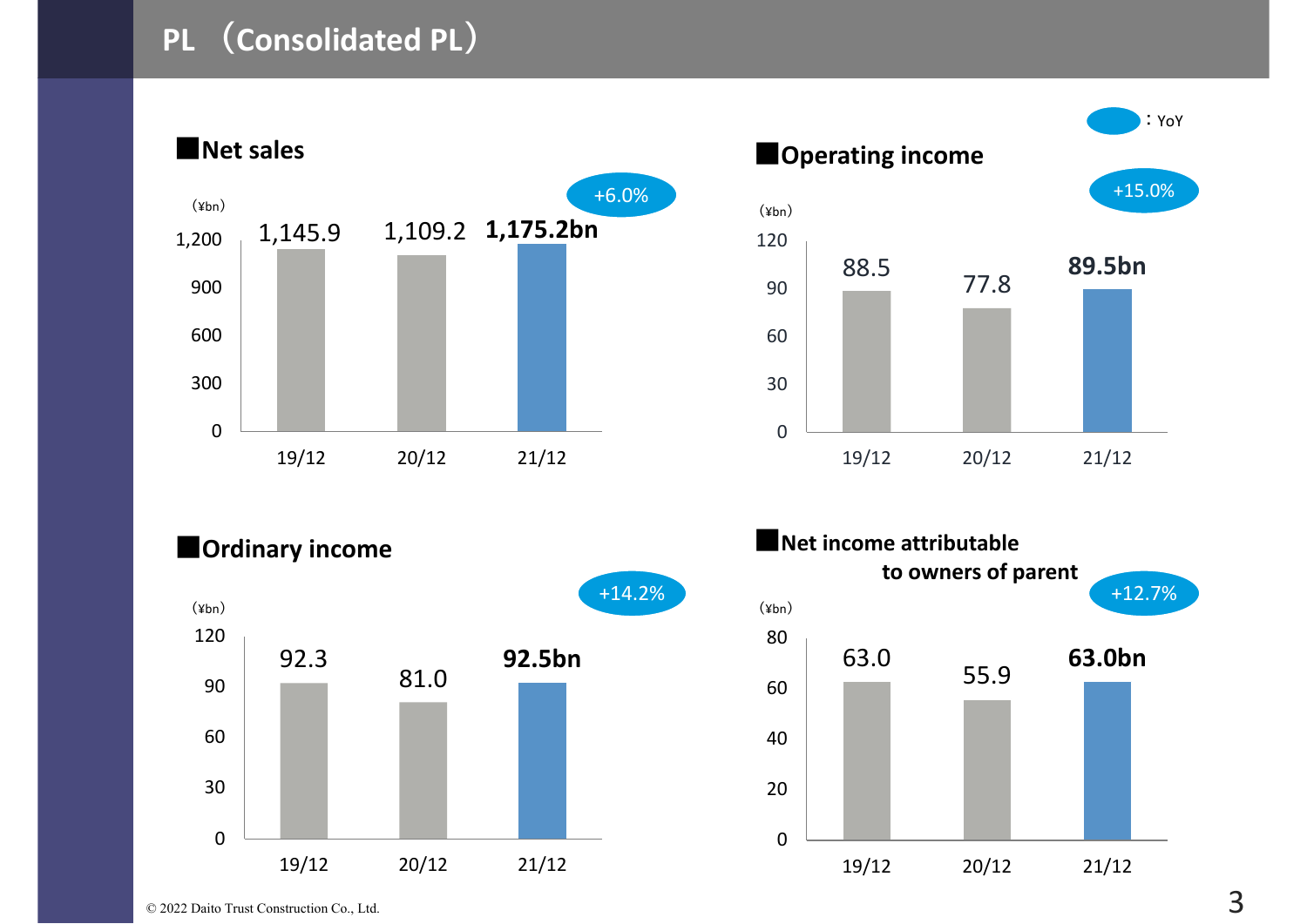# PL （Consolidated PL）

：YoY

## Net sales

(¥bn)

| | 19/12 | 20/12 | 21/12 |
|---|---|---|---|
| Net sales | 1,145.9 | 1,109.2 | **1,175.2bn** |

+6.0%

## Operating income

(¥bn)

| | 19/12 | 20/12 | 21/12 |
|---|---|---|---|
| Operating income | 88.5 | 77.8 | **89.5bn** |

+15.0%

## Ordinary income

(¥bn)

| | 19/12 | 20/12 | 21/12 |
|---|---|---|---|
| Ordinary income | 92.3 | 81.0 | **92.5bn** |

+14.2%

## Net income attributable to owners of parent

(¥bn)

| | 19/12 | 20/12 | 21/12 |
|---|---|---|---|
| Net income attributable to owners of parent | 63.0 | 55.9 | **63.0bn** |

+12.7%

© 2022 Daito Trust Construction Co., Ltd.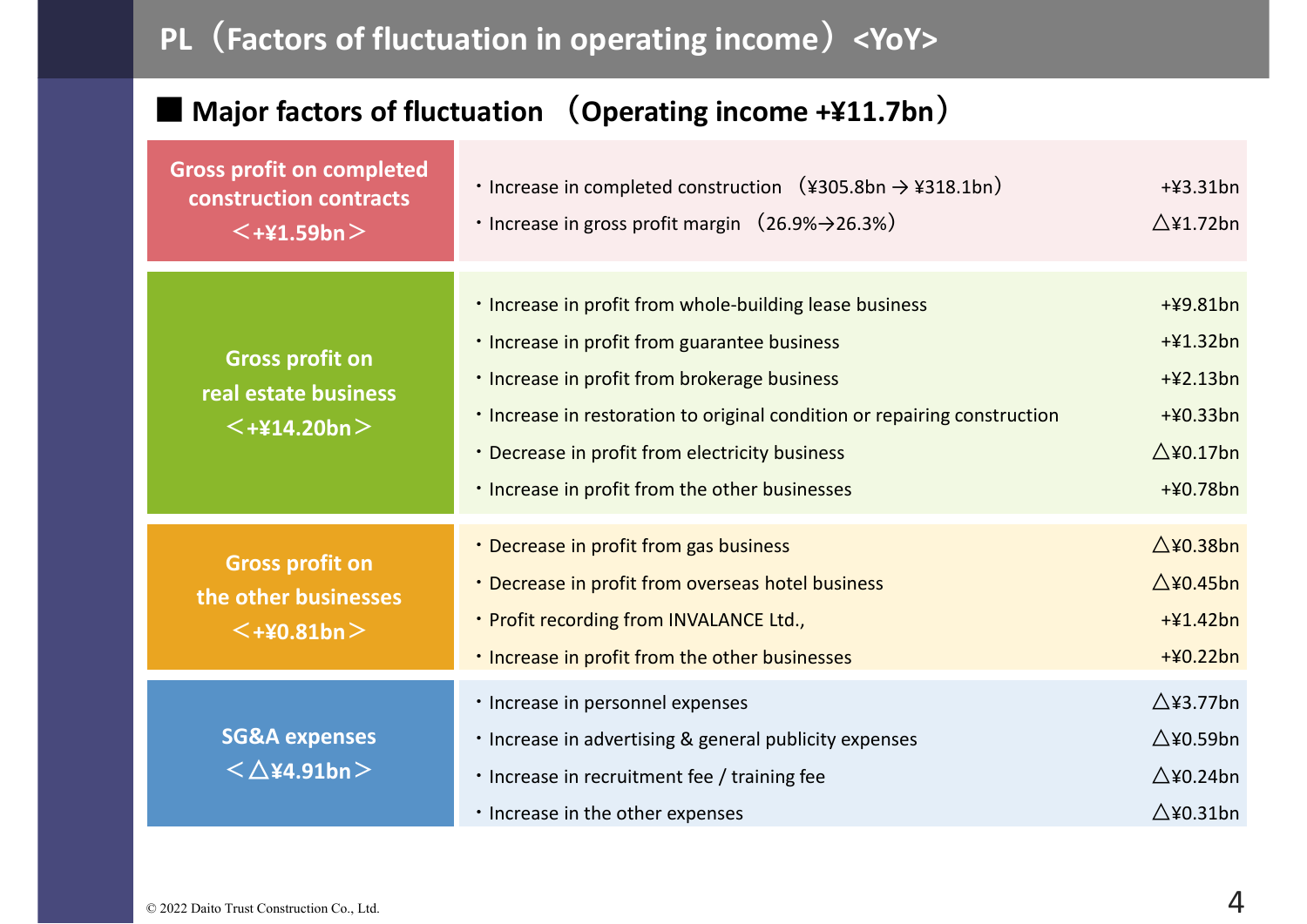# PL（Factors of fluctuation in operating income）<YoY>

## ■ Major factors of fluctuation （Operating income +¥11.7bn）

| Category | Factor | Amount |
|---|---|---|
| Gross profit on completed construction contracts <+¥1.59bn> | ・Increase in completed construction （¥305.8bn → ¥318.1bn） | +¥3.31bn |
| | ・Increase in gross profit margin （26.9%→26.3%） | △¥1.72bn |
| Gross profit on real estate business <+¥14.20bn> | ・Increase in profit from whole-building lease business | +¥9.81bn |
| | ・Increase in profit from guarantee business | +¥1.32bn |
| | ・Increase in profit from brokerage business | +¥2.13bn |
| | ・Increase in restoration to original condition or repairing construction | +¥0.33bn |
| | ・Decrease in profit from electricity business | △¥0.17bn |
| | ・Increase in profit from the other businesses | +¥0.78bn |
| Gross profit on the other businesses <+¥0.81bn> | ・Decrease in profit from gas business | △¥0.38bn |
| | ・Decrease in profit from overseas hotel business | △¥0.45bn |
| | ・Profit recording from INVALANCE Ltd., | +¥1.42bn |
| | ・Increase in profit from the other businesses | +¥0.22bn |
| SG&A expenses <△¥4.91bn> | ・Increase in personnel expenses | △¥3.77bn |
| | ・Increase in advertising & general publicity expenses | △¥0.59bn |
| | ・Increase in recruitment fee / training fee | △¥0.24bn |
| | ・Increase in the other expenses | △¥0.31bn |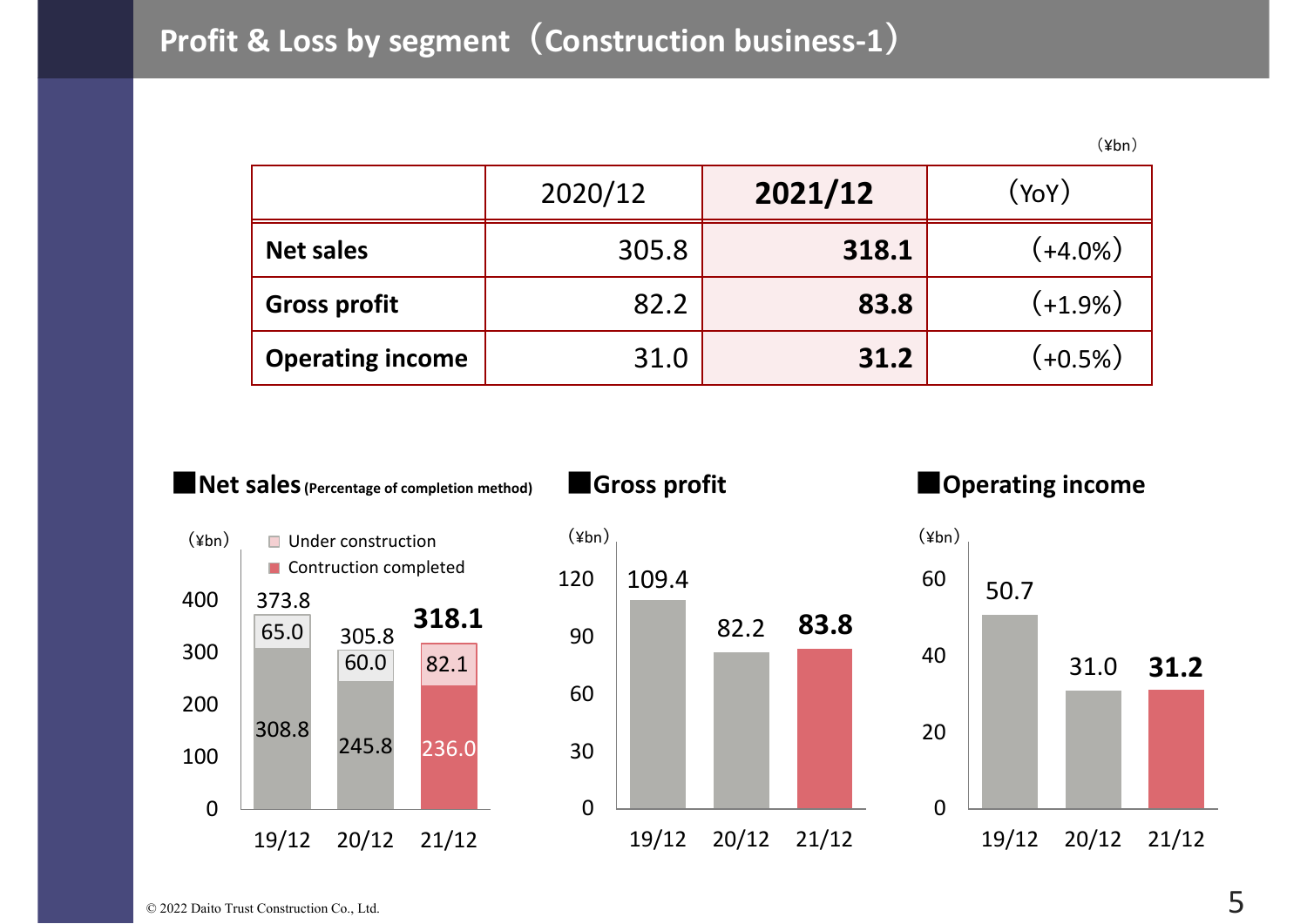# Profit & Loss by segment（Construction business-1）

（¥bn）

| | 2020/12 | **2021/12** | （YoY） |
|---|---|---|---|
| **Net sales** | 305.8 | **318.1** | （+4.0%） |
| **Gross profit** | 82.2 | **83.8** | （+1.9%） |
| **Operating income** | 31.0 | **31.2** | （+0.5%） |

■**Net sales** (Percentage of completion method)

（¥bn）

| | 19/12 | 20/12 | **21/12** |
|---|---|---|---|
| Under construction | 65.0 | 60.0 | 82.1 |
| Contruction completed | 308.8 | 245.8 | 236.0 |
| Total | 373.8 | 305.8 | **318.1** |

■**Gross profit**

（¥bn）

| 19/12 | 20/12 | 21/12 |
|---|---|---|
| 109.4 | 82.2 | **83.8** |

■**Operating income**

（¥bn）

| 19/12 | 20/12 | 21/12 |
|---|---|---|
| 50.7 | 31.0 | **31.2** |

© 2022 Daito Trust Construction Co., Ltd.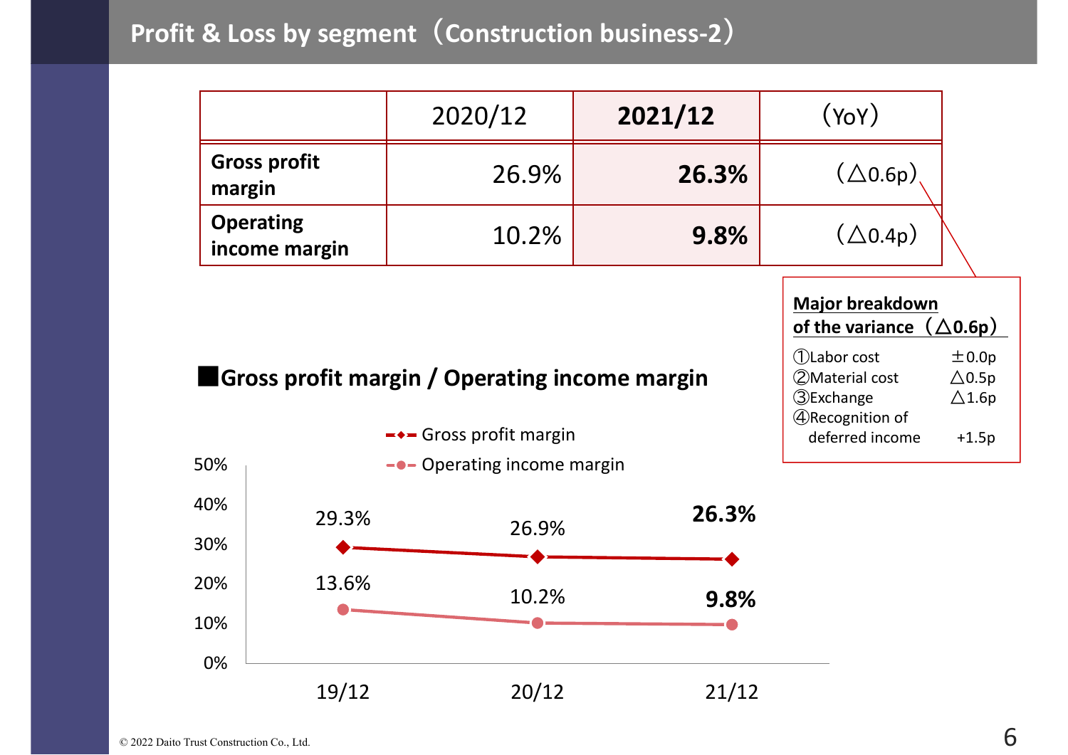# Profit & Loss by segment（Construction business-2）

| | 2020/12 | **2021/12** | （YoY） |
|---|---|---|---|
| **Gross profit margin** | 26.9% | **26.3%** | （△0.6p） |
| **Operating income margin** | 10.2% | **9.8%** | （△0.4p） |

**Major breakdown of the variance（△0.6p）**

| | |
|---|---|
| ①Labor cost | ±0.0p |
| ②Material cost | △0.5p |
| ③Exchange | △1.6p |
| ④Recognition of deferred income | +1.5p |

## ■Gross profit margin / Operating income margin

| | 19/12 | 20/12 | 21/12 |
|---|---|---|---|
| Gross profit margin | 29.3% | 26.9% | **26.3%** |
| Operating income margin | 13.6% | 10.2% | **9.8%** |

© 2022 Daito Trust Construction Co., Ltd.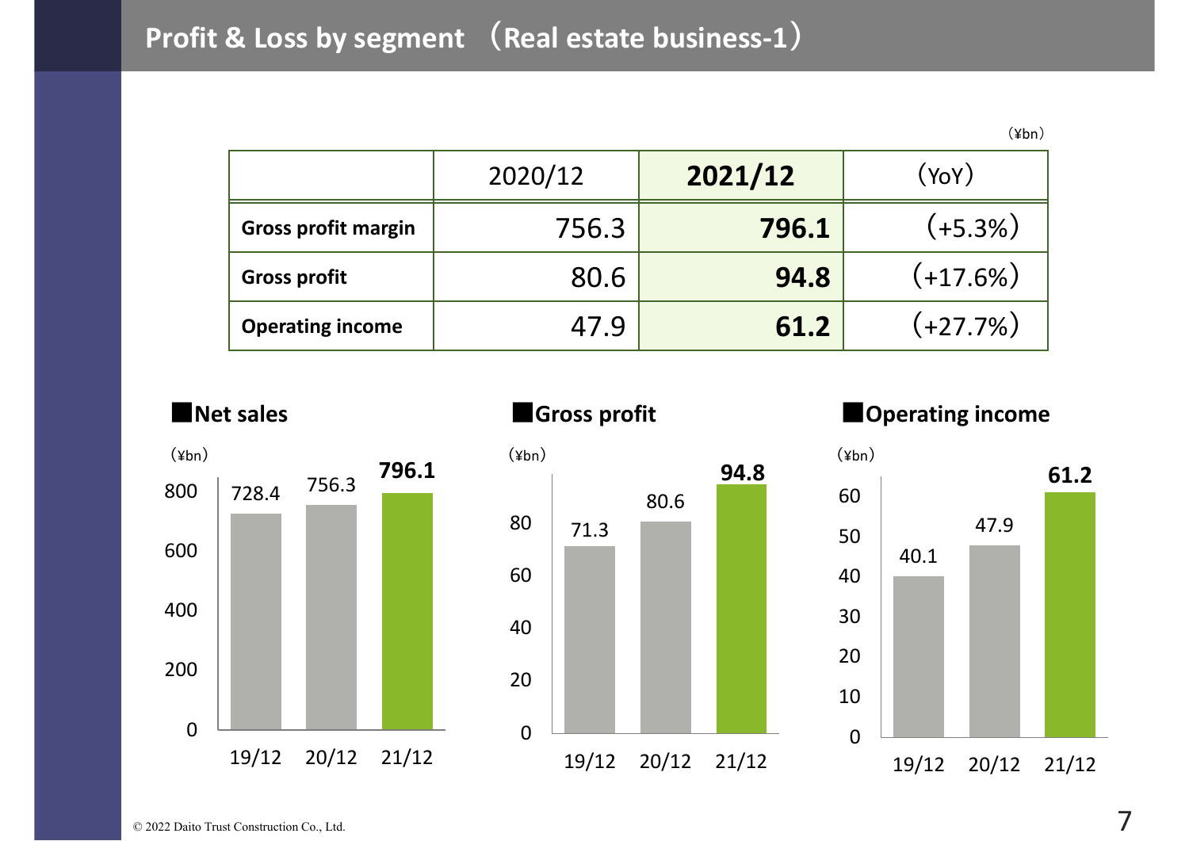# Profit & Loss by segment （Real estate business-1）

（¥bn）

| | 2020/12 | **2021/12** | （YoY） |
|---|---|---|---|
| **Gross profit margin** | 756.3 | **796.1** | （+5.3%） |
| **Gross profit** | 80.6 | **94.8** | （+17.6%） |
| **Operating income** | 47.9 | **61.2** | （+27.7%） |

■**Net sales**

（¥bn）

| | 19/12 | 20/12 | 21/12 |
|---|---|---|---|
| Net sales | 728.4 | 756.3 | **796.1** |

■**Gross profit**

（¥bn）

| | 19/12 | 20/12 | 21/12 |
|---|---|---|---|
| Gross profit | 71.3 | 80.6 | **94.8** |

■**Operating income**

（¥bn）

| | 19/12 | 20/12 | 21/12 |
|---|---|---|---|
| Operating income | 40.1 | 47.9 | **61.2** |

© 2022 Daito Trust Construction Co., Ltd.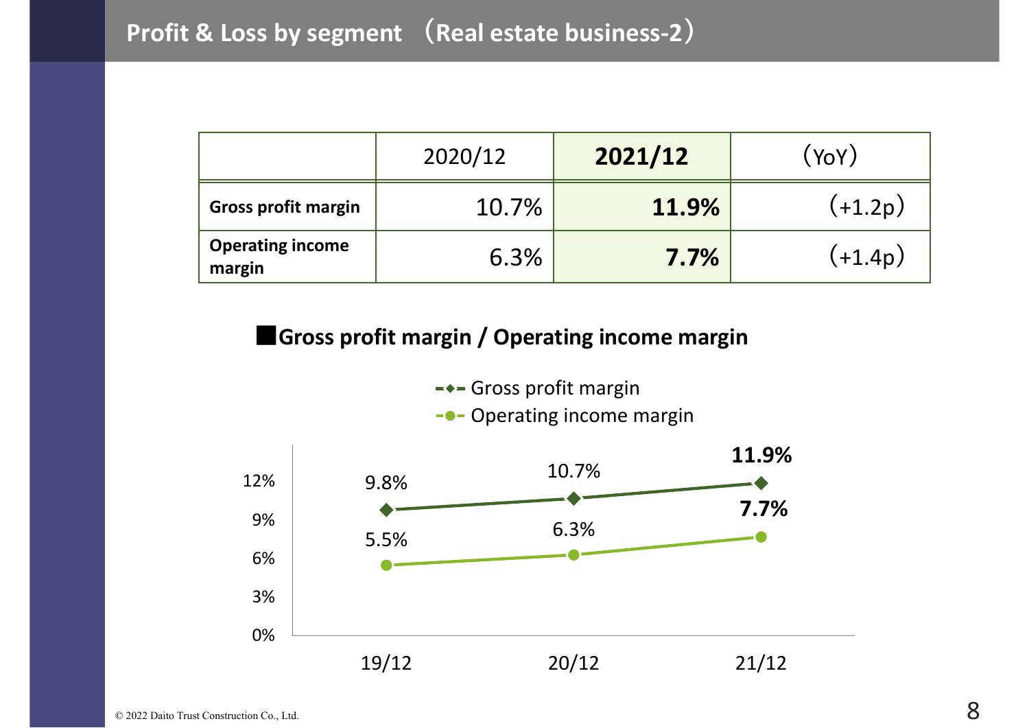# Profit & Loss by segment （Real estate business-2）

| | 2020/12 | **2021/12** | （YoY） |
|---|---|---|---|
| **Gross profit margin** | 10.7% | **11.9%** | （+1.2p） |
| **Operating income margin** | 6.3% | **7.7%** | （+1.4p） |

## ■Gross profit margin / Operating income margin

| | 19/12 | 20/12 | 21/12 |
|---|---|---|---|
| Gross profit margin | 9.8% | 10.7% | **11.9%** |
| Operating income margin | 5.5% | 6.3% | **7.7%** |

© 2022 Daito Trust Construction Co., Ltd.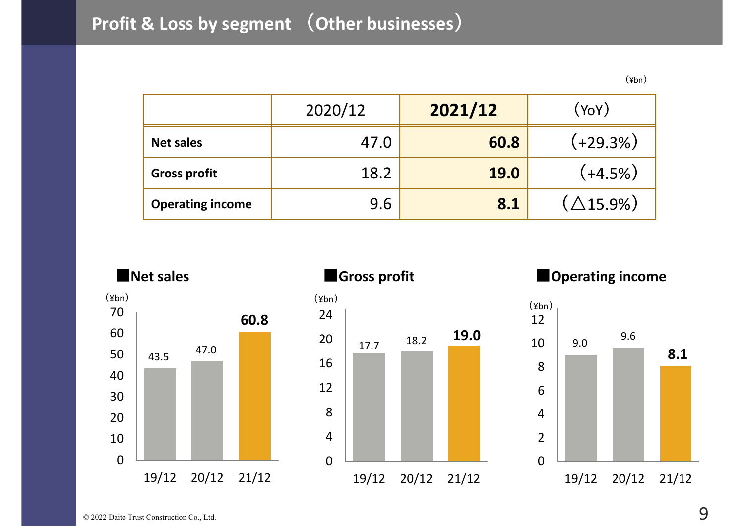# Profit & Loss by segment （Other businesses）

（¥bn）

| | 2020/12 | **2021/12** | （YoY） |
|---|---|---|---|
| **Net sales** | 47.0 | **60.8** | （+29.3%） |
| **Gross profit** | 18.2 | **19.0** | （+4.5%） |
| **Operating income** | 9.6 | **8.1** | （△15.9%） |

### ■Net sales

（¥bn）

| 19/12 | 20/12 | 21/12 |
|---|---|---|
| 43.5 | 47.0 | **60.8** |

### ■Gross profit

（¥bn）

| 19/12 | 20/12 | 21/12 |
|---|---|---|
| 17.7 | 18.2 | **19.0** |

### ■Operating income

（¥bn）

| 19/12 | 20/12 | 21/12 |
|---|---|---|
| 9.0 | 9.6 | **8.1** |

© 2022 Daito Trust Construction Co., Ltd.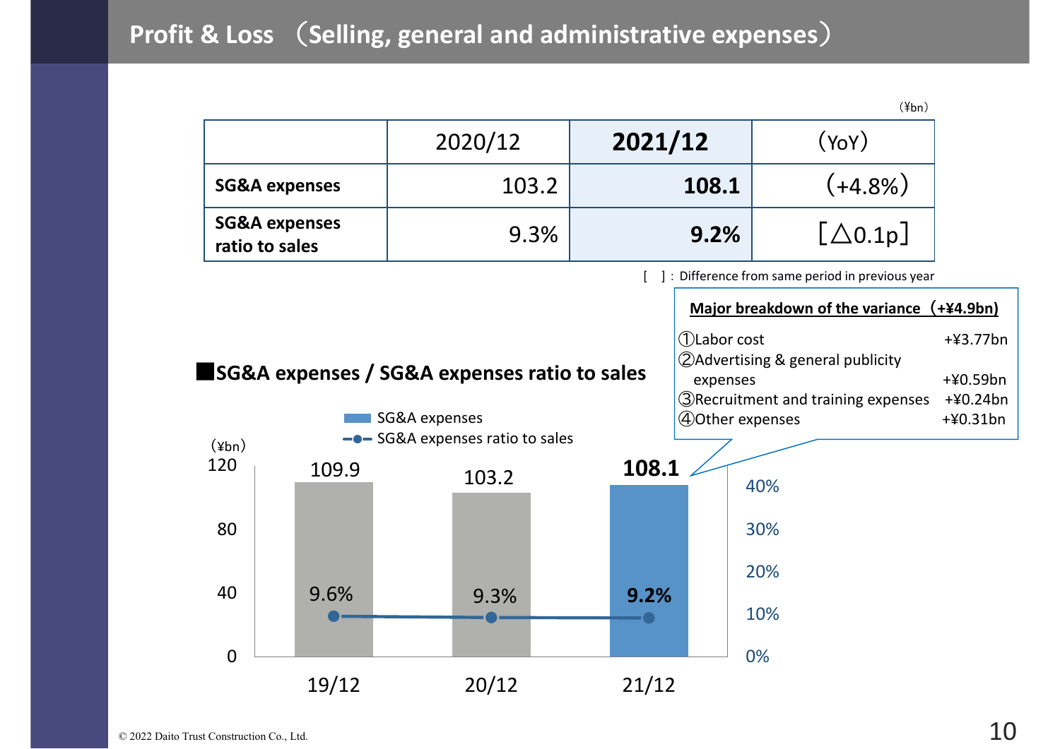# Profit & Loss （Selling, general and administrative expenses）

（¥bn）

| | 2020/12 | **2021/12** | （YoY） |
|---|---|---|---|
| **SG&A expenses** | 103.2 | **108.1** | （+4.8%） |
| **SG&A expenses ratio to sales** | 9.3% | **9.2%** | ［△0.1p］ |

[ ]：Difference from same period in previous year

**Major breakdown of the variance（+¥4.9bn)**

①Labor cost +¥3.77bn
②Advertising & general publicity expenses +¥0.59bn
③Recruitment and training expenses +¥0.24bn
④Other expenses +¥0.31bn

## ■SG&A expenses / SG&A expenses ratio to sales

| | 19/12 | 20/12 | 21/12 |
|---|---|---|---|
| SG&A expenses (¥bn) | 109.9 | 103.2 | **108.1** |
| SG&A expenses ratio to sales | 9.6% | 9.3% | **9.2%** |

© 2022 Daito Trust Construction Co., Ltd.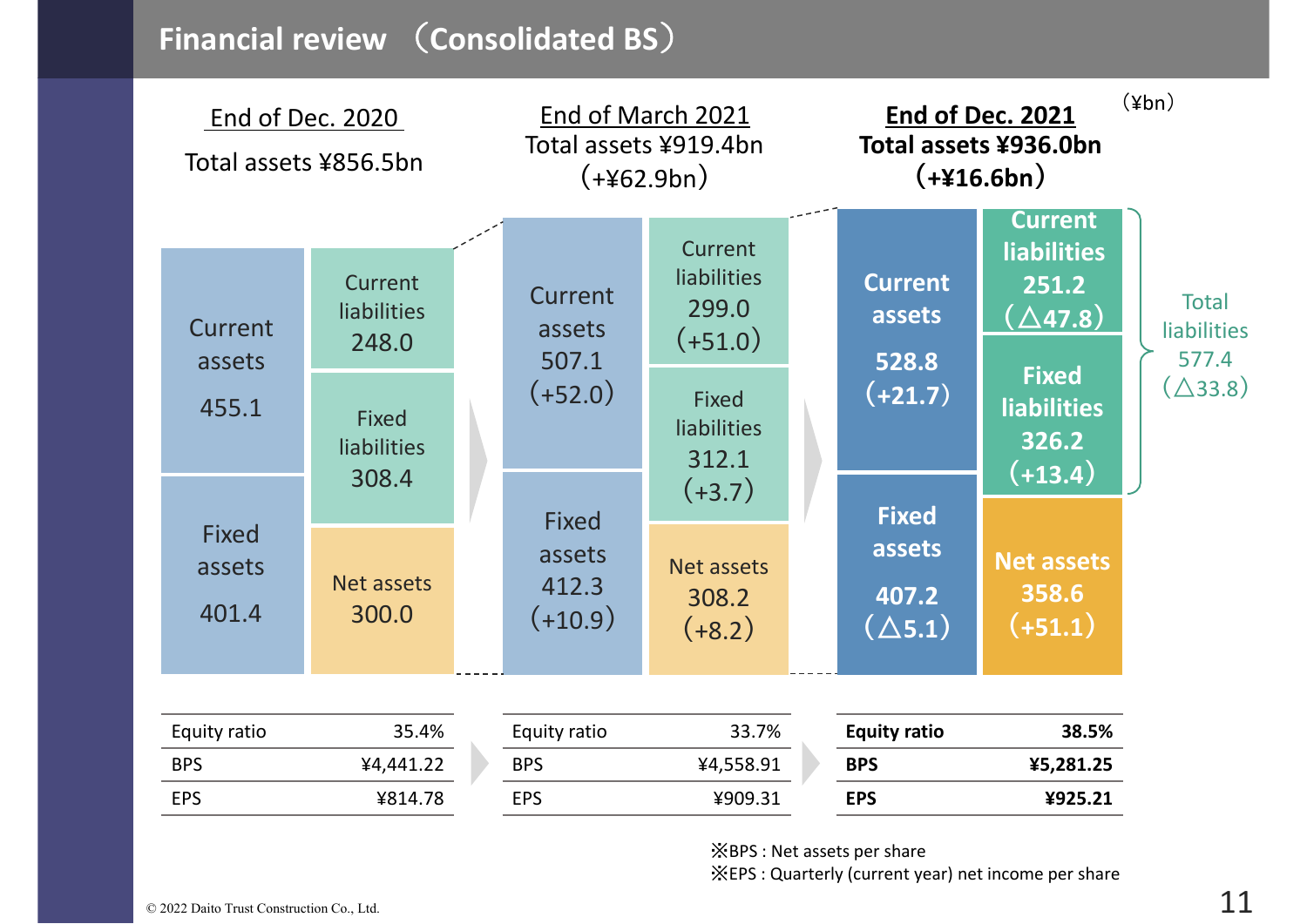# Financial review （Consolidated BS）

（¥bn）

| | End of Dec. 2020 | End of March 2021 | End of Dec. 2021 |
|---|---|---|---|
| Total assets | ¥856.5bn | ¥919.4bn（+¥62.9bn） | **¥936.0bn（+¥16.6bn）** |
| Current assets | 455.1 | 507.1（+52.0） | **528.8（+21.7）** |
| Fixed assets | 401.4 | 412.3（+10.9） | **407.2（△5.1）** |
| Current liabilities | 248.0 | 299.0（+51.0） | **251.2（△47.8）** |
| Fixed liabilities | 308.4 | 312.1（+3.7） | **326.2（+13.4）** |
| Total liabilities | | | 577.4（△33.8） |
| Net assets | 300.0 | 308.2（+8.2） | **358.6（+51.1）** |

| | End of Dec. 2020 | End of March 2021 | End of Dec. 2021 |
|---|---|---|---|
| Equity ratio | 35.4% | 33.7% | **38.5%** |
| BPS | ¥4,441.22 | ¥4,558.91 | **¥5,281.25** |
| EPS | ¥814.78 | ¥909.31 | **¥925.21** |

※BPS : Net assets per share
※EPS : Quarterly (current year) net income per share

© 2022 Daito Trust Construction Co., Ltd.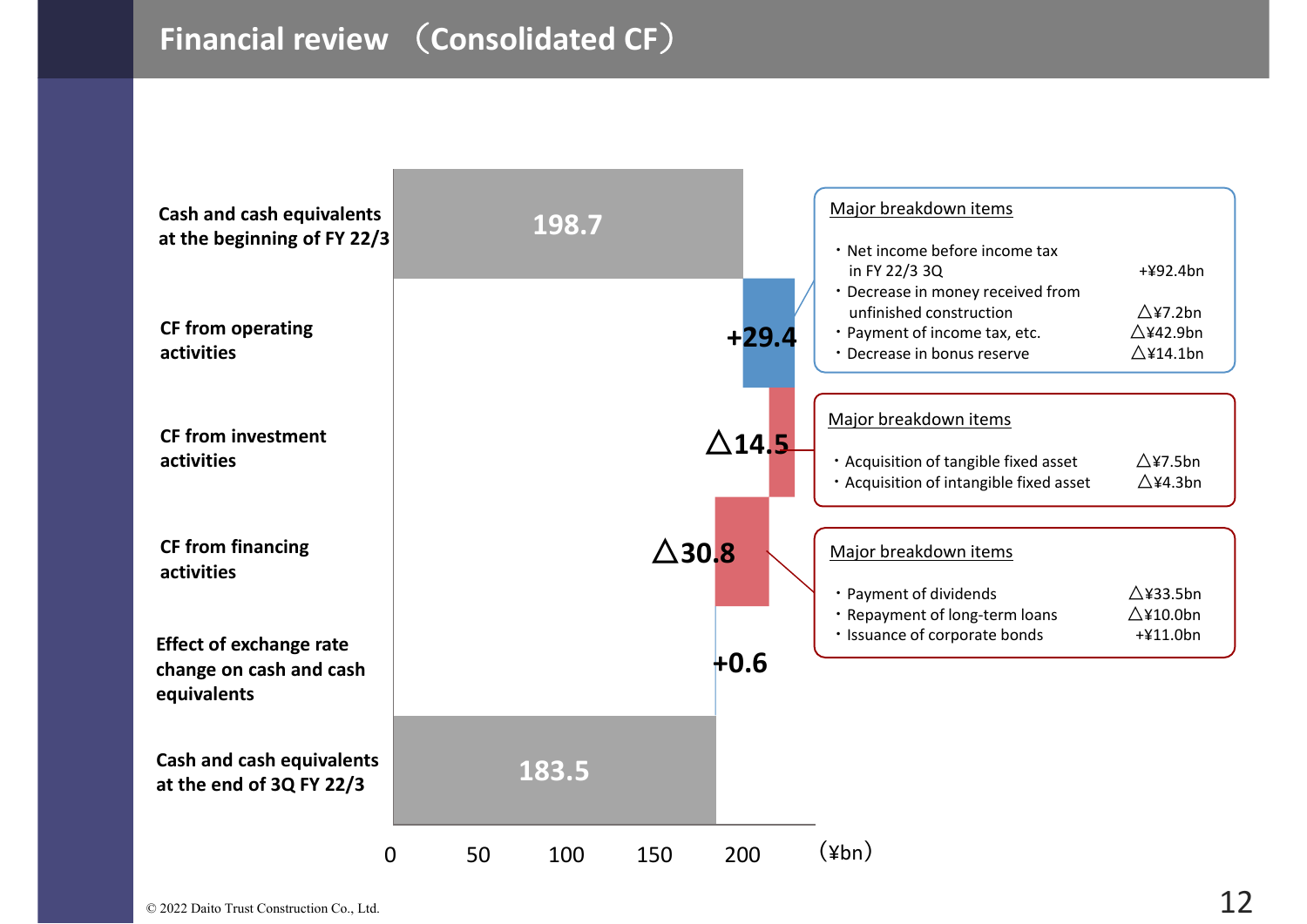# Financial review （Consolidated CF）

| Item | ¥bn |
|---|---|
| Cash and cash equivalents at the beginning of FY 22/3 | 198.7 |
| CF from operating activities | +29.4 |
| CF from investment activities | △14.5 |
| CF from financing activities | △30.8 |
| Effect of exchange rate change on cash and cash equivalents | +0.6 |
| Cash and cash equivalents at the end of 3Q FY 22/3 | 183.5 |

0 50 100 150 200 (¥bn)

**Major breakdown items** (CF from operating activities)

- Net income before income tax in FY 22/3 3Q +¥92.4bn
- Decrease in money received from unfinished construction △¥7.2bn
- Payment of income tax, etc. △¥42.9bn
- Decrease in bonus reserve △¥14.1bn

**Major breakdown items** (CF from investment activities)

- Acquisition of tangible fixed asset △¥7.5bn
- Acquisition of intangible fixed asset △¥4.3bn

**Major breakdown items** (CF from financing activities)

- Payment of dividends △¥33.5bn
- Repayment of long-term loans △¥10.0bn
- Issuance of corporate bonds +¥11.0bn

© 2022 Daito Trust Construction Co., Ltd.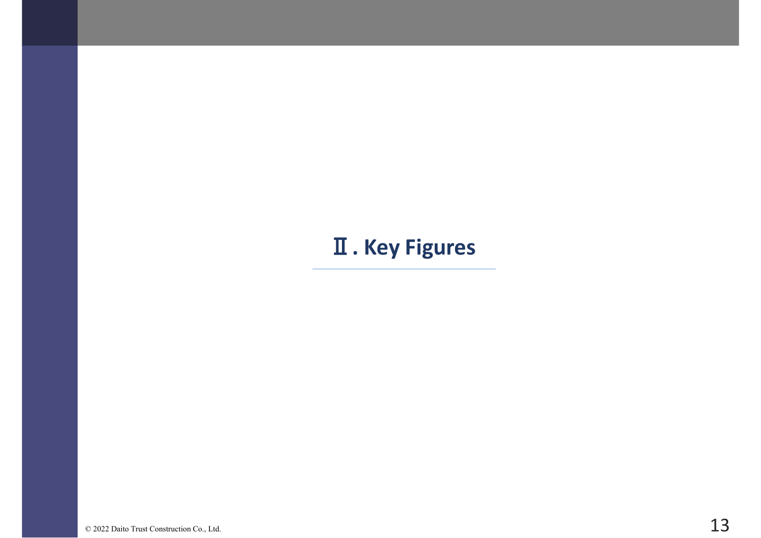# Ⅱ. Key Figures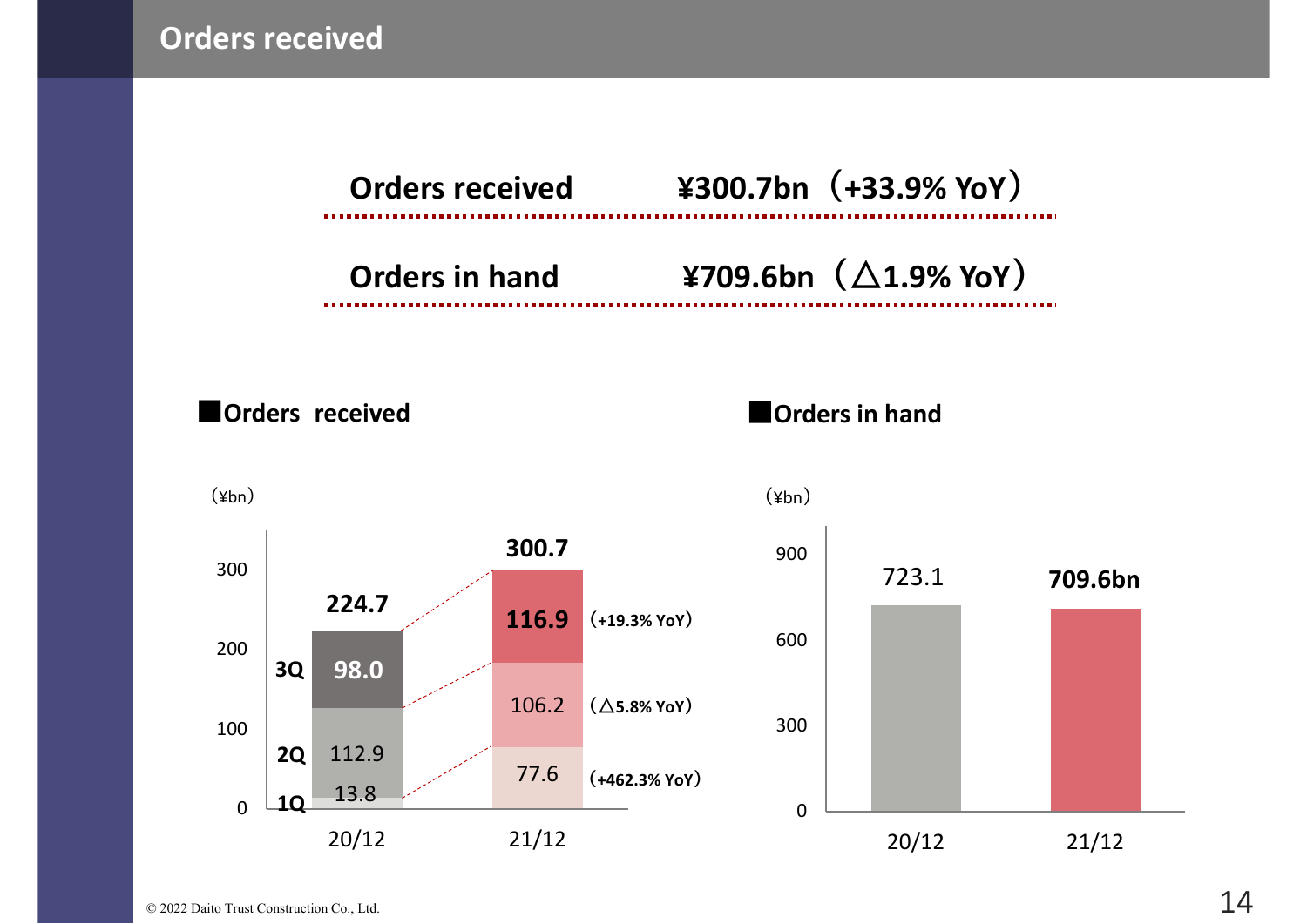# Orders received

| | |
|---|---|
| **Orders received** | **¥300.7bn（+33.9% YoY）** |
| **Orders in hand** | **¥709.6bn（△1.9% YoY）** |

## ■Orders received

(¥bn)

| | 20/12 | 21/12 |
|---|---|---|
| 1Q | 13.8 | 77.6（+462.3% YoY） |
| 2Q | 112.9 | 106.2（△5.8% YoY） |
| 3Q | 98.0 | 116.9（+19.3% YoY） |
| Total | 224.7 | 300.7 |

## ■Orders in hand

(¥bn)

| 20/12 | 21/12 |
|---|---|
| 723.1 | 709.6bn |

© 2022 Daito Trust Construction Co., Ltd.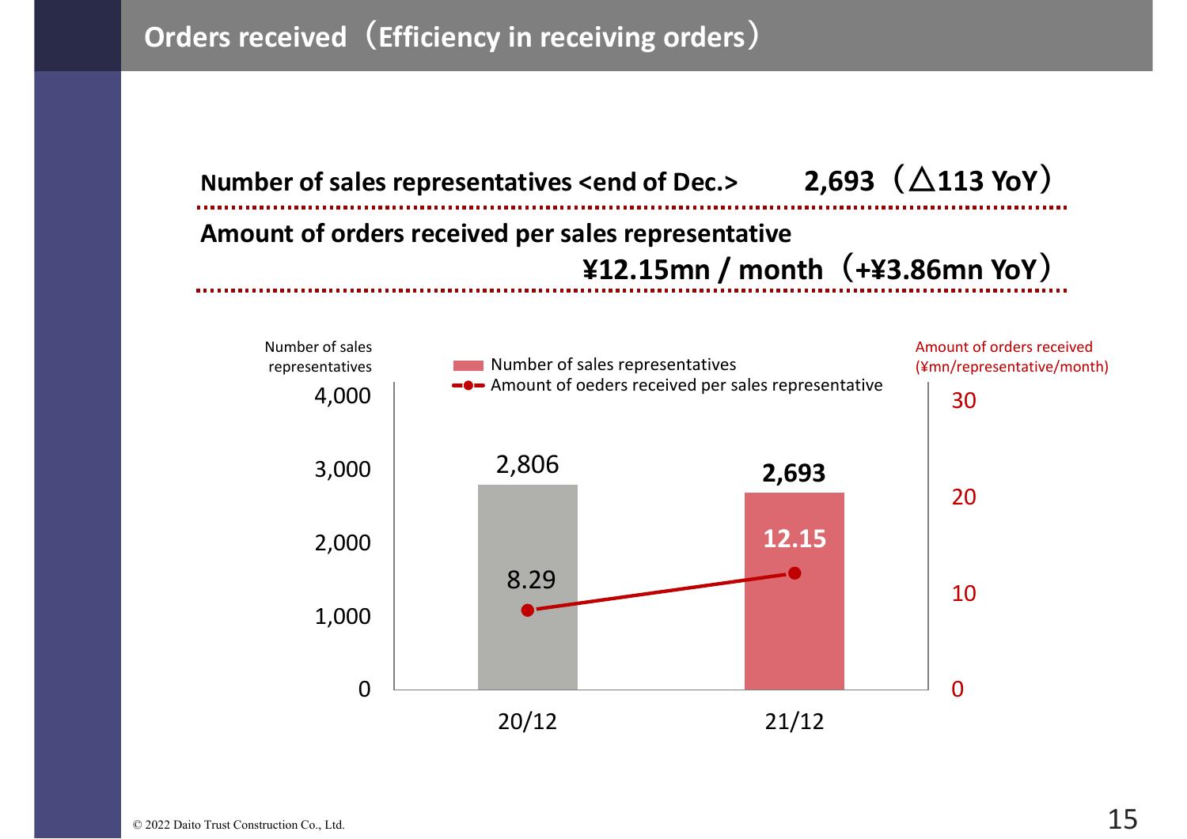# Orders received（Efficiency in receiving orders）

**Number of sales representatives <end of Dec.>** **2,693（△113 YoY）**

**Amount of orders received per sales representative**
**¥12.15mn / month（+¥3.86mn YoY）**

| | 20/12 | 21/12 |
|---|---|---|
| Number of sales representatives | 2,806 | 2,693 |
| Amount of oeders received per sales representative (¥mn/representative/month) | 8.29 | 12.15 |

© 2022 Daito Trust Construction Co., Ltd.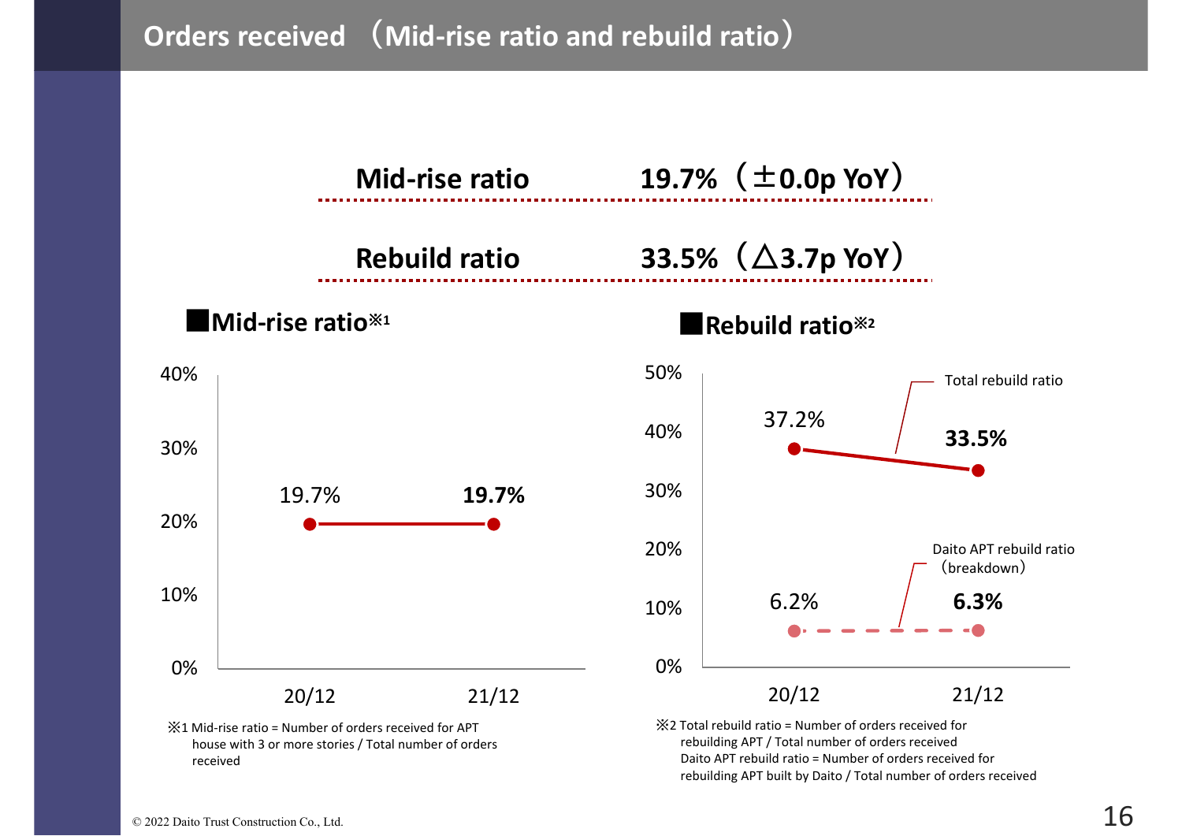# Orders received （Mid-rise ratio and rebuild ratio）

| | |
|---|---|
| **Mid-rise ratio** | **19.7%（±0.0p YoY）** |
| **Rebuild ratio** | **33.5%（△3.7p YoY）** |

## ■Mid-rise ratio※1

| | 20/12 | 21/12 |
|---|---|---|
| Mid-rise ratio | 19.7% | **19.7%** |

※1 Mid-rise ratio = Number of orders received for APT house with 3 or more stories / Total number of orders received

## ■Rebuild ratio※2

| | 20/12 | 21/12 |
|---|---|---|
| Total rebuild ratio | 37.2% | **33.5%** |
| Daito APT rebuild ratio（breakdown） | 6.2% | **6.3%** |

※2 Total rebuild ratio = Number of orders received for rebuilding APT / Total number of orders received
Daito APT rebuild ratio = Number of orders received for rebuilding APT built by Daito / Total number of orders received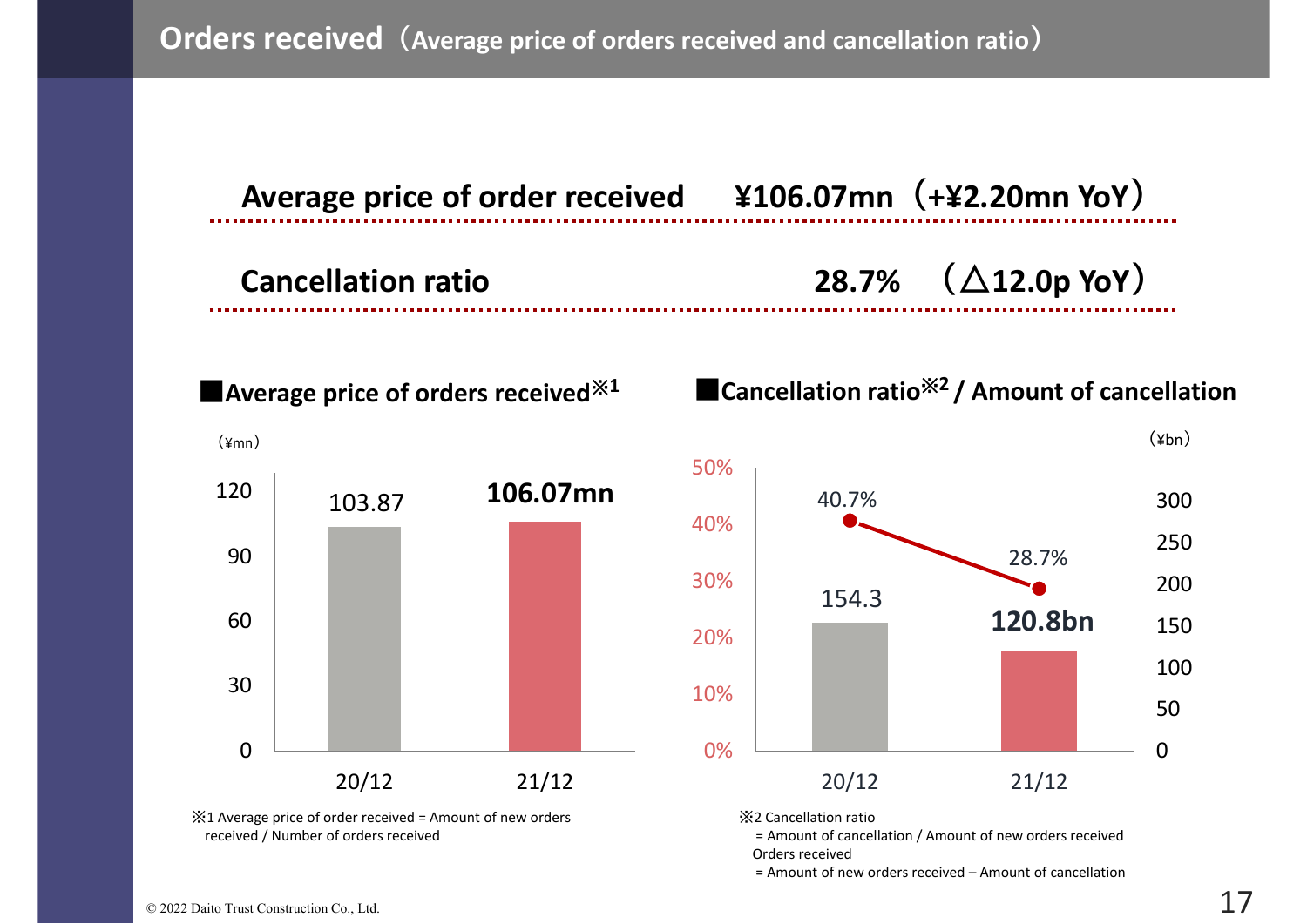# Orders received（Average price of orders received and cancellation ratio）

**Average price of order received** **¥106.07mn（+¥2.20mn YoY）**

**Cancellation ratio** **28.7%（△12.0p YoY）**

## ■Average price of orders received※1

(¥mn)

| | 20/12 | 21/12 |
|---|---|---|
| Average price of orders received | 103.87 | 106.07mn |

※1 Average price of order received = Amount of new orders received / Number of orders received

## ■Cancellation ratio※2 / Amount of cancellation

(¥bn)

| | 20/12 | 21/12 |
|---|---|---|
| Cancellation ratio | 40.7% | 28.7% |
| Amount of cancellation | 154.3 | 120.8bn |

※2 Cancellation ratio
= Amount of cancellation / Amount of new orders received
Orders received
= Amount of new orders received – Amount of cancellation

© 2022 Daito Trust Construction Co., Ltd.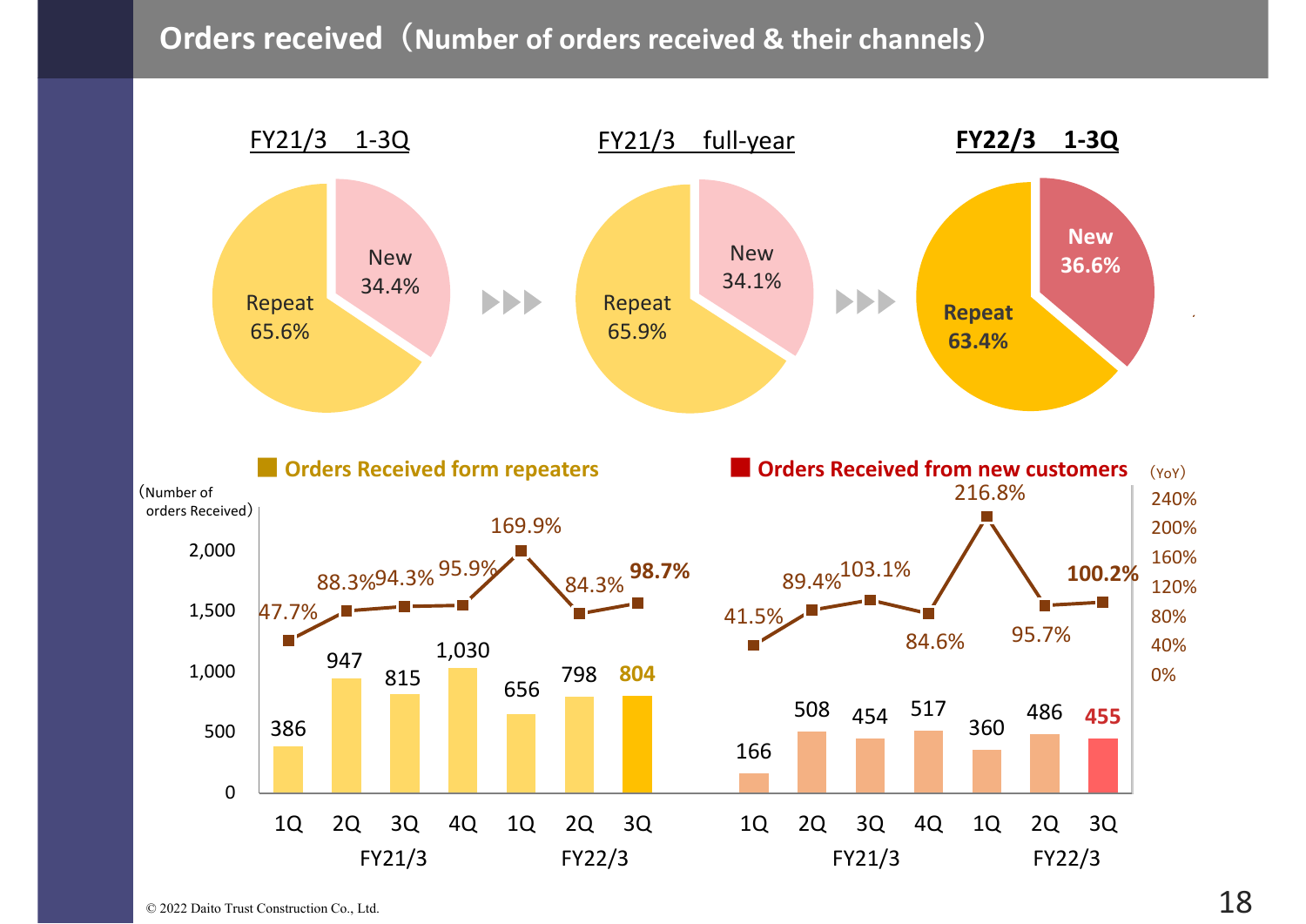# Orders received（Number of orders received & their channels）

| Period | Repeat | New |
|---|---|---|
| FY21/3 1-3Q | 65.6% | 34.4% |
| FY21/3 full-year | 65.9% | 34.1% |
| **FY22/3 1-3Q** | **63.4%** | **36.6%** |

**Orders Received form repeaters**

（Number of orders Received）

| | FY21/3 1Q | FY21/3 2Q | FY21/3 3Q | FY21/3 4Q | FY22/3 1Q | FY22/3 2Q | FY22/3 3Q |
|---|---|---|---|---|---|---|---|
| Orders | 386 | 947 | 815 | 1,030 | 656 | 798 | **804** |
| YoY | 47.7% | 88.3% | 94.3% | 95.9% | 169.9% | 84.3% | **98.7%** |

**Orders Received from new customers**

| | FY21/3 1Q | FY21/3 2Q | FY21/3 3Q | FY21/3 4Q | FY22/3 1Q | FY22/3 2Q | FY22/3 3Q |
|---|---|---|---|---|---|---|---|
| Orders | 166 | 508 | 454 | 517 | 360 | 486 | **455** |
| YoY | 41.5% | 89.4% | 103.1% | 84.6% | 216.8% | 95.7% | **100.2%** |

© 2022 Daito Trust Construction Co., Ltd.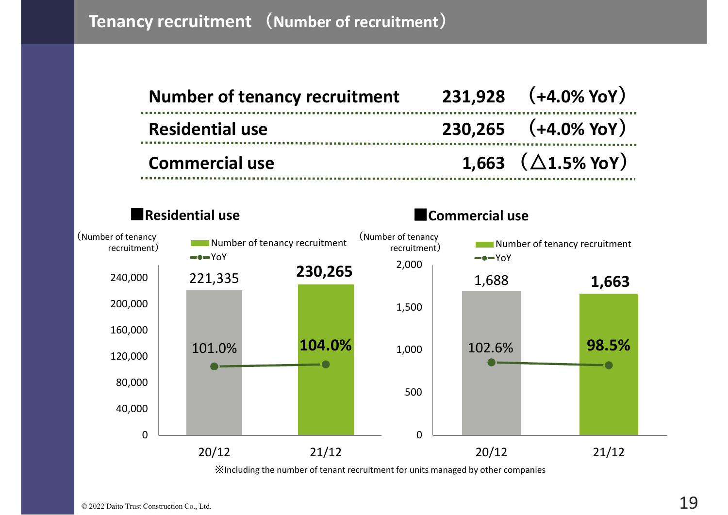# Tenancy recruitment （Number of recruitment）

| | | |
|---|---|---|
| **Number of tenancy recruitment** | **231,928** | **（+4.0% YoY）** |
| **Residential use** | **230,265** | **（+4.0% YoY）** |
| **Commercial use** | **1,663** | **（△1.5% YoY）** |

## ■Residential use

（Number of tenancy recruitment）

| | 20/12 | 21/12 |
|---|---|---|
| Number of tenancy recruitment | 221,335 | **230,265** |
| YoY | 101.0% | **104.0%** |

## ■Commercial use

（Number of tenancy recruitment）

| | 20/12 | 21/12 |
|---|---|---|
| Number of tenancy recruitment | 1,688 | **1,663** |
| YoY | 102.6% | **98.5%** |

※Including the number of tenant recruitment for units managed by other companies

© 2022 Daito Trust Construction Co., Ltd.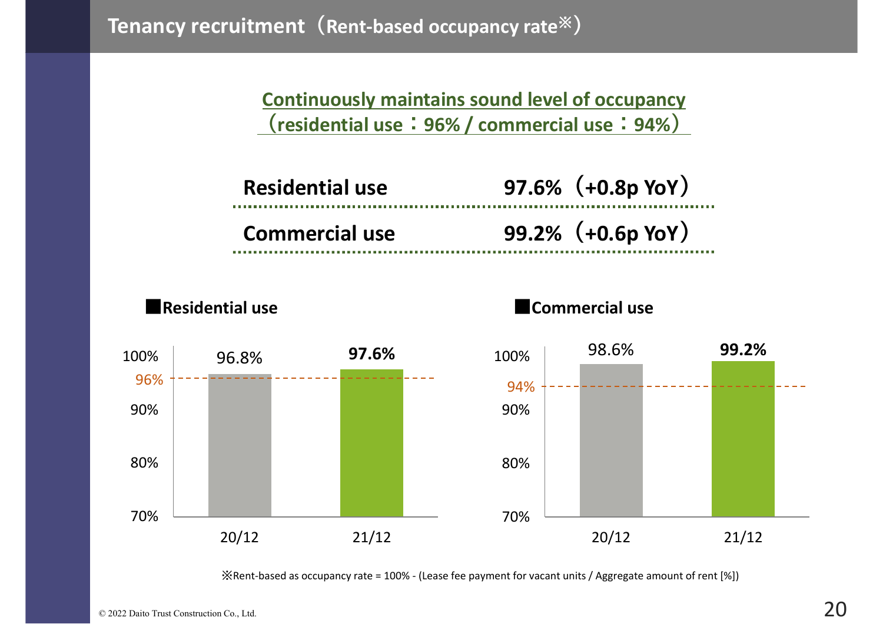# Tenancy recruitment（Rent-based occupancy rate※）

**Continuously maintains sound level of occupancy（residential use：96% / commercial use：94%）**

| | |
|---|---|
| **Residential use** | **97.6%（+0.8p YoY）** |
| **Commercial use** | **99.2%（+0.6p YoY）** |

**■Residential use**

| | 20/12 | 21/12 |
|---|---|---|
| Rent-based occupancy rate | 96.8% | **97.6%** |

Reference line: 96%

**■Commercial use**

| | 20/12 | 21/12 |
|---|---|---|
| Rent-based occupancy rate | 98.6% | **99.2%** |

Reference line: 94%

※Rent-based as occupancy rate = 100% - (Lease fee payment for vacant units / Aggregate amount of rent [%])

© 2022 Daito Trust Construction Co., Ltd.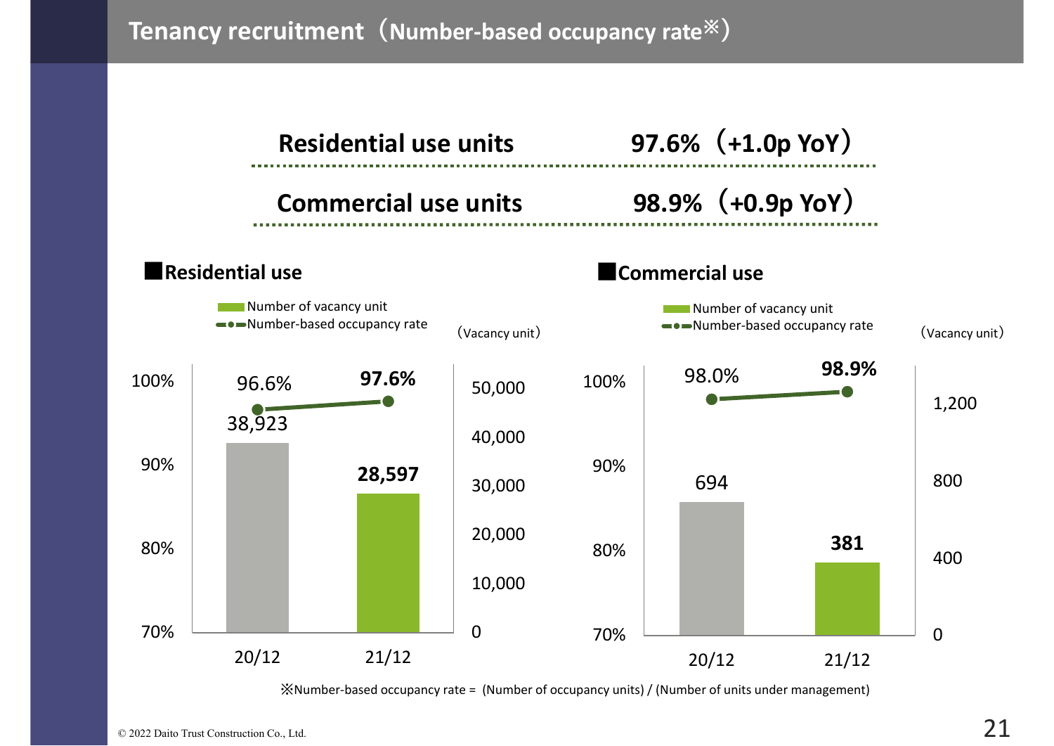# Tenancy recruitment（Number-based occupancy rate※）

| | |
|---|---|
| **Residential use units** | **97.6%（+1.0p YoY）** |
| **Commercial use units** | **98.9%（+0.9p YoY）** |

## ■Residential use

| | 20/12 | 21/12 |
|---|---|---|
| Number of vacancy unit | 38,923 | **28,597** |
| Number-based occupancy rate | 96.6% | **97.6%** |

## ■Commercial use

| | 20/12 | 21/12 |
|---|---|---|
| Number of vacancy unit | 694 | **381** |
| Number-based occupancy rate | 98.0% | **98.9%** |

※Number-based occupancy rate = (Number of occupancy units) / (Number of units under management)

© 2022 Daito Trust Construction Co., Ltd.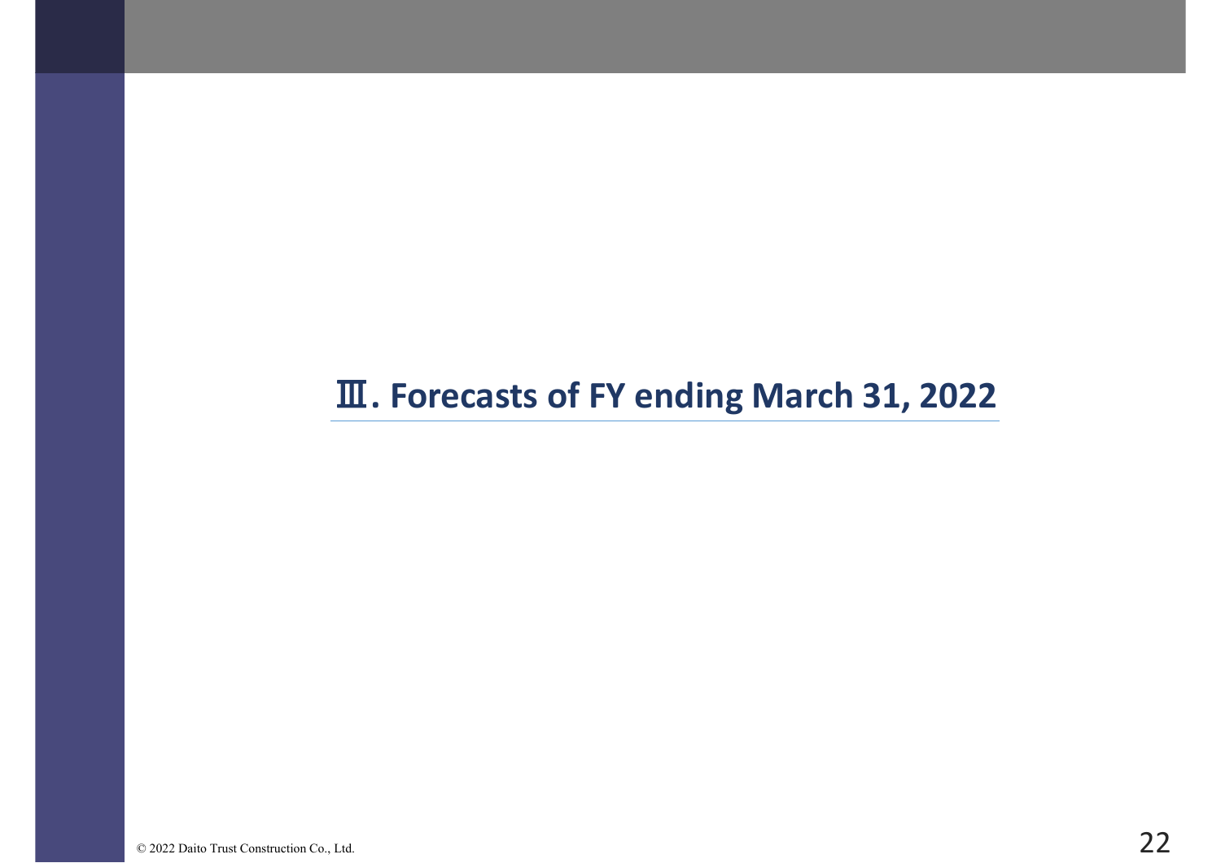# Ⅲ. Forecasts of FY ending March 31, 2022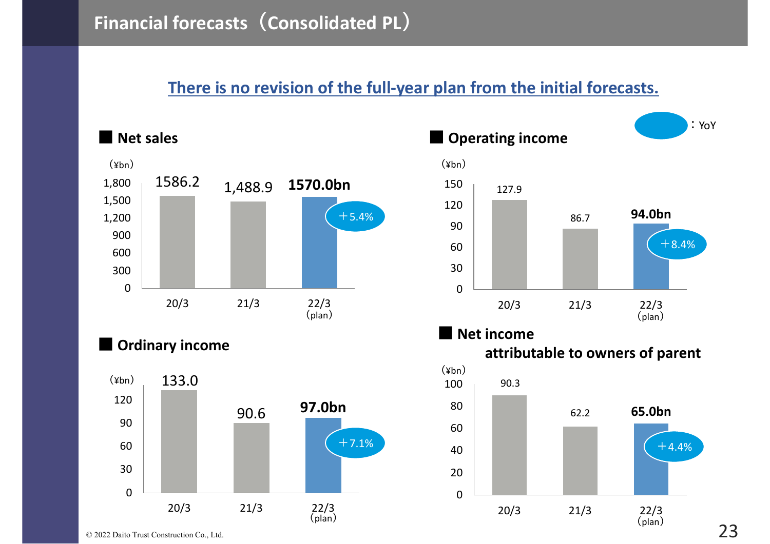# Financial forecasts（Consolidated PL）

**There is no revision of the full-year plan from the initial forecasts.**

（Bubble）: YoY

### ■ Net sales

（¥bn）

| | 20/3 | 21/3 | 22/3 (plan) |
|---|---|---|---|
| Net sales | 1586.2 | 1,488.9 | **1570.0bn** |
| YoY | | | ＋5.4% |

### ■ Operating income

（¥bn）

| | 20/3 | 21/3 | 22/3 (plan) |
|---|---|---|---|
| Operating income | 127.9 | 86.7 | **94.0bn** |
| YoY | | | ＋8.4% |

### ■ Ordinary income

（¥bn）

| | 20/3 | 21/3 | 22/3 (plan) |
|---|---|---|---|
| Ordinary income | 133.0 | 90.6 | **97.0bn** |
| YoY | | | ＋7.1% |

### ■ Net income attributable to owners of parent

（¥bn）

| | 20/3 | 21/3 | 22/3 (plan) |
|---|---|---|---|
| Net income attributable to owners of parent | 90.3 | 62.2 | **65.0bn** |
| YoY | | | ＋4.4% |

© 2022 Daito Trust Construction Co., Ltd.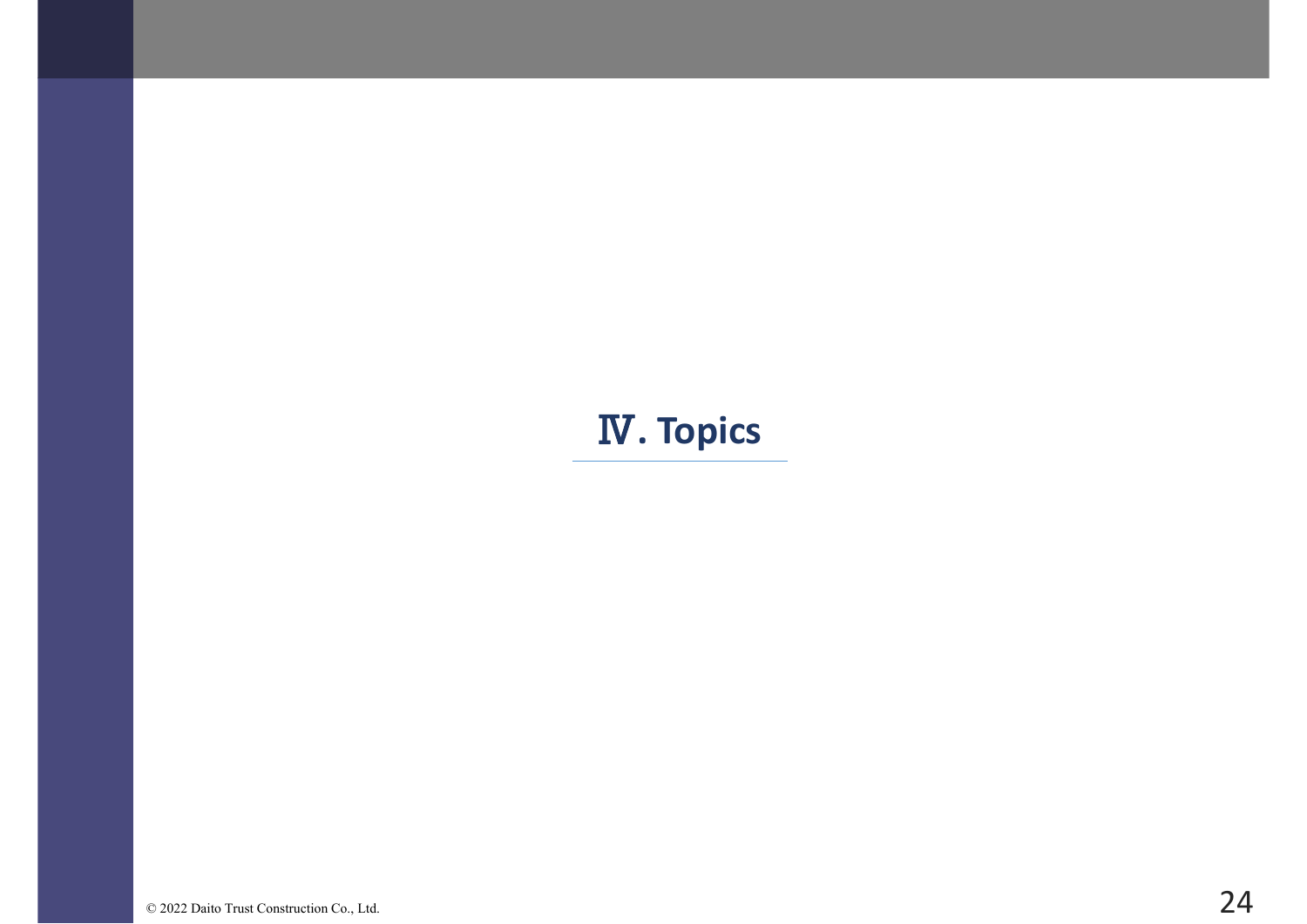# Ⅳ. Topics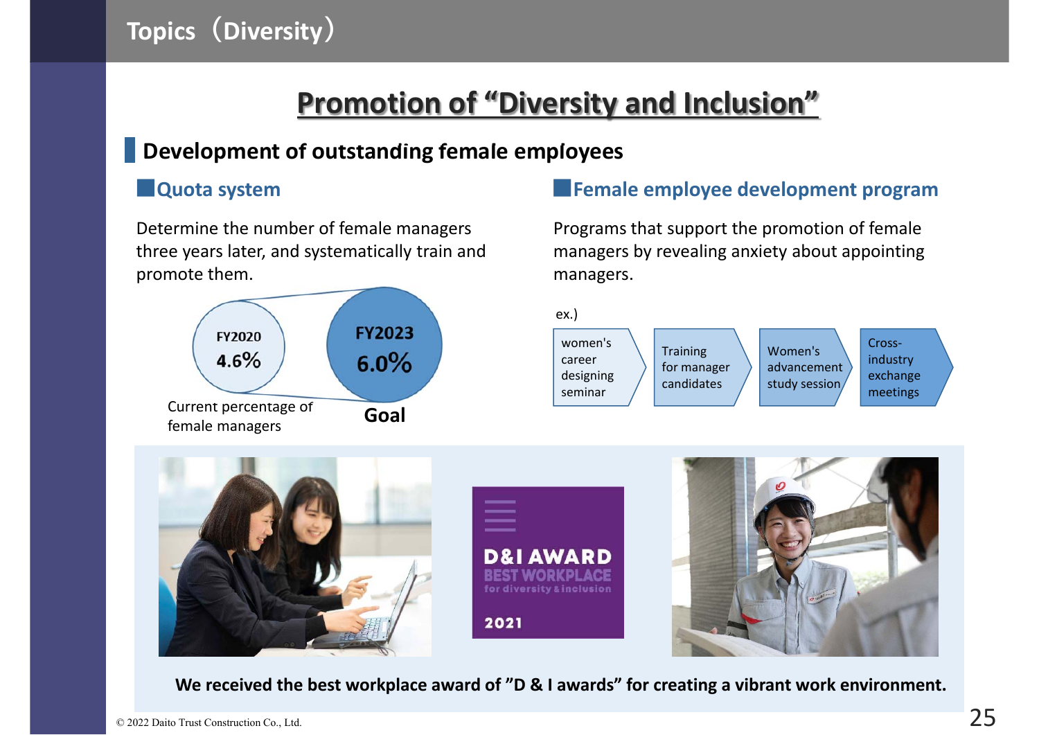# Topics（Diversity）

## Promotion of "Diversity and Inclusion"

### Development of outstanding female employees

#### Quota system

Determine the number of female managers three years later, and systematically train and promote them.

FY2020 4.6%

Current percentage of female managers

FY2023 6.0%

Goal

#### Female employee development program

Programs that support the promotion of female managers by revealing anxiety about appointing managers.

ex.)

women's career designing seminar → Training for manager candidates → Women's advancement study session → Cross-industry exchange meetings

D&I AWARD BEST WORKPLACE for diversity & inclusion 2021

**We received the best workplace award of "D & I awards" for creating a vibrant work environment.**

© 2022 Daito Trust Construction Co., Ltd.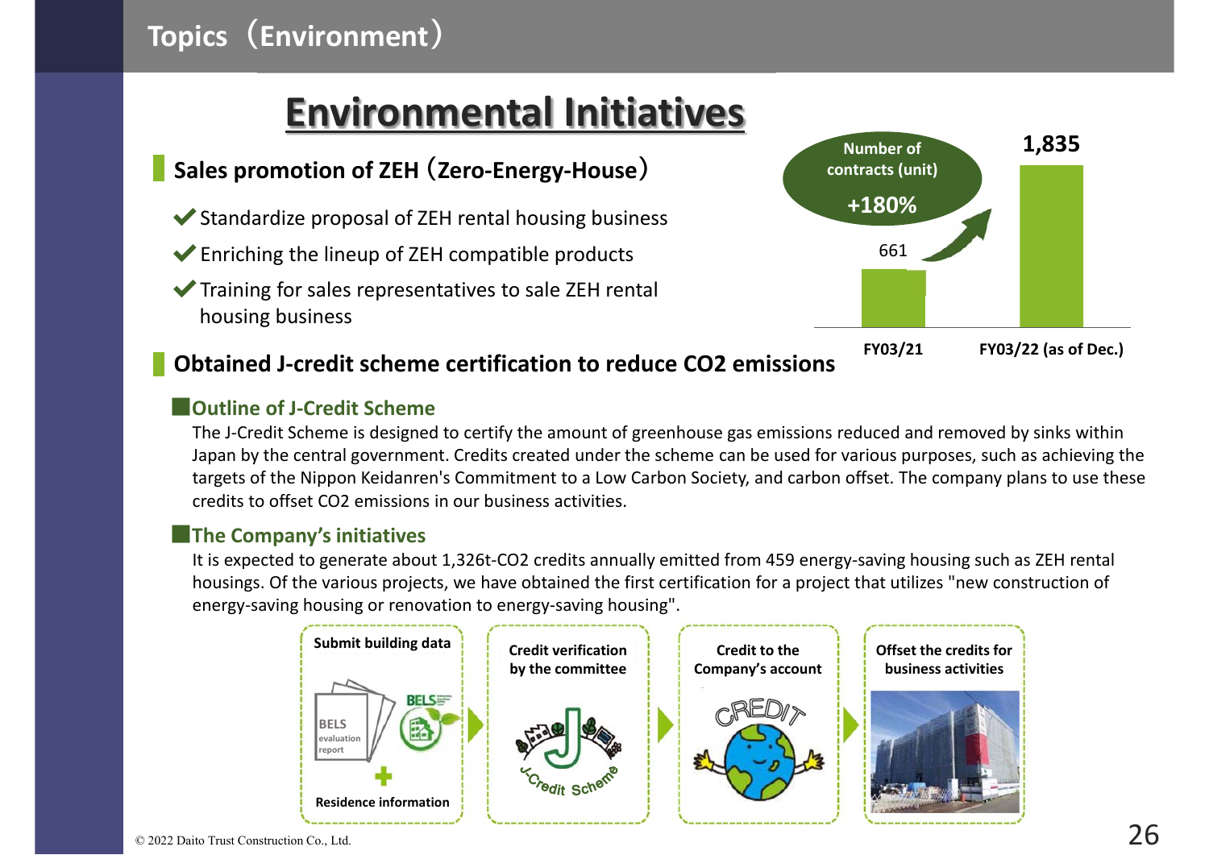# Topics（Environment）

## Environmental Initiatives

### Sales promotion of ZEH（Zero-Energy-House）

- ✔ Standardize proposal of ZEH rental housing business
- ✔ Enriching the lineup of ZEH compatible products
- ✔ Training for sales representatives to sale ZEH rental housing business

Number of contracts (unit) +180%

| | FY03/21 | FY03/22 (as of Dec.) |
|---|---|---|
| Number of contracts (unit) | 661 | 1,835 |

### Obtained J-credit scheme certification to reduce $CO_2$ emissions

**Outline of J-Credit Scheme**

The J-Credit Scheme is designed to certify the amount of greenhouse gas emissions reduced and removed by sinks within Japan by the central government. Credits created under the scheme can be used for various purposes, such as achieving the targets of the Nippon Keidanren's Commitment to a Low Carbon Society, and carbon offset. The company plans to use these credits to offset $CO_2$ emissions in our business activities.

**The Company's initiatives**

It is expected to generate about 1,326t-$CO_2$ credits annually emitted from 459 energy-saving housing such as ZEH rental housings. Of the various projects, we have obtained the first certification for a project that utilizes "new construction of energy-saving housing or renovation to energy-saving housing".

Submit building data (BELS evaluation report + Residence information) → Credit verification by the committee → Credit to the Company's account → Offset the credits for business activities

© 2022 Daito Trust Construction Co., Ltd.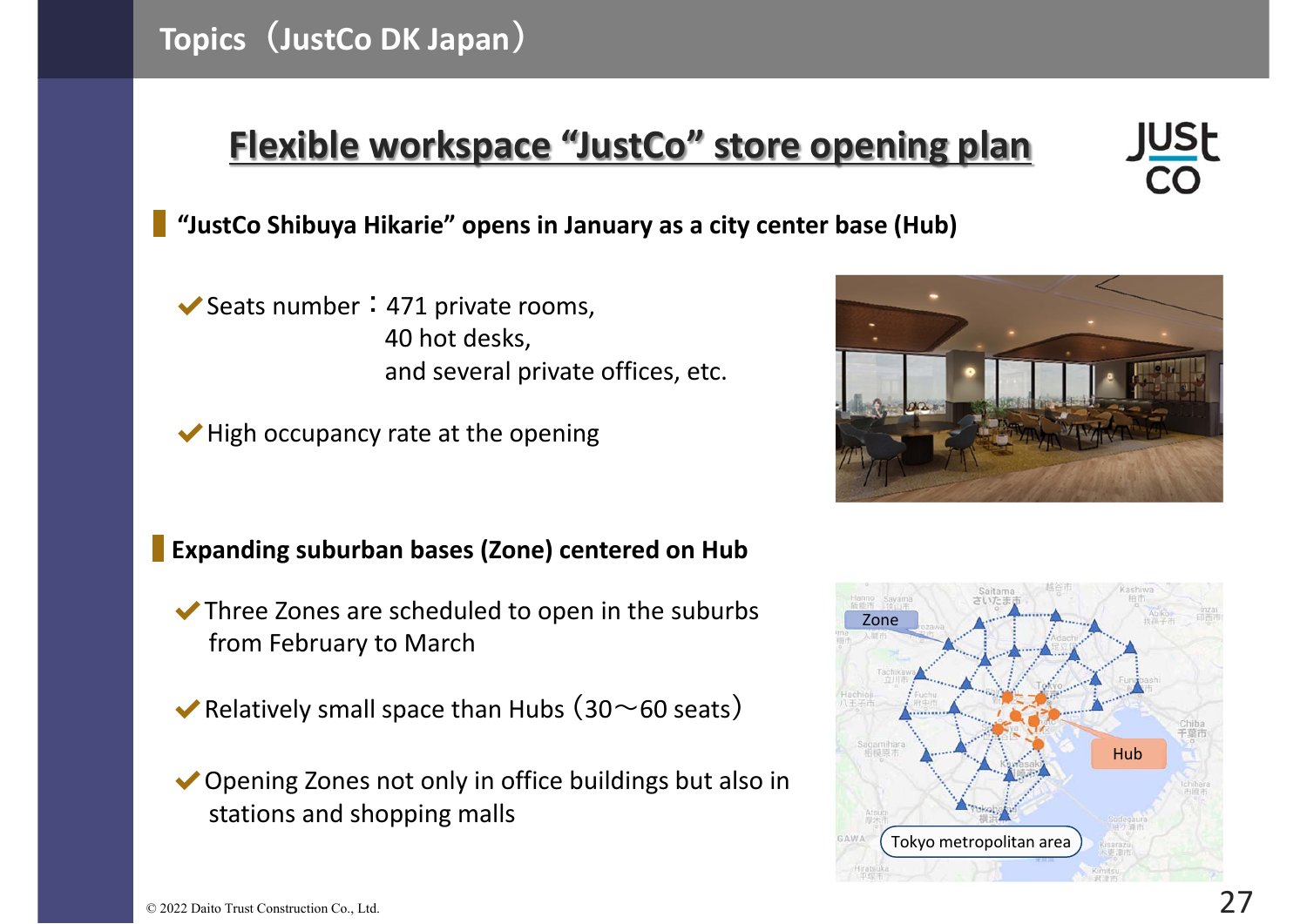# Topics（JustCo DK Japan）

## Flexible workspace “JustCo” store opening plan

### “JustCo Shibuya Hikarie” opens in January as a city center base (Hub)

- ✔ Seats number：471 private rooms,
  40 hot desks,
  and several private offices, etc.
- ✔ High occupancy rate at the opening

### Expanding suburban bases (Zone) centered on Hub

- ✔ Three Zones are scheduled to open in the suburbs from February to March
- ✔ Relatively small space than Hubs（30～60 seats）
- ✔ Opening Zones not only in office buildings but also in stations and shopping malls

© 2022 Daito Trust Construction Co., Ltd.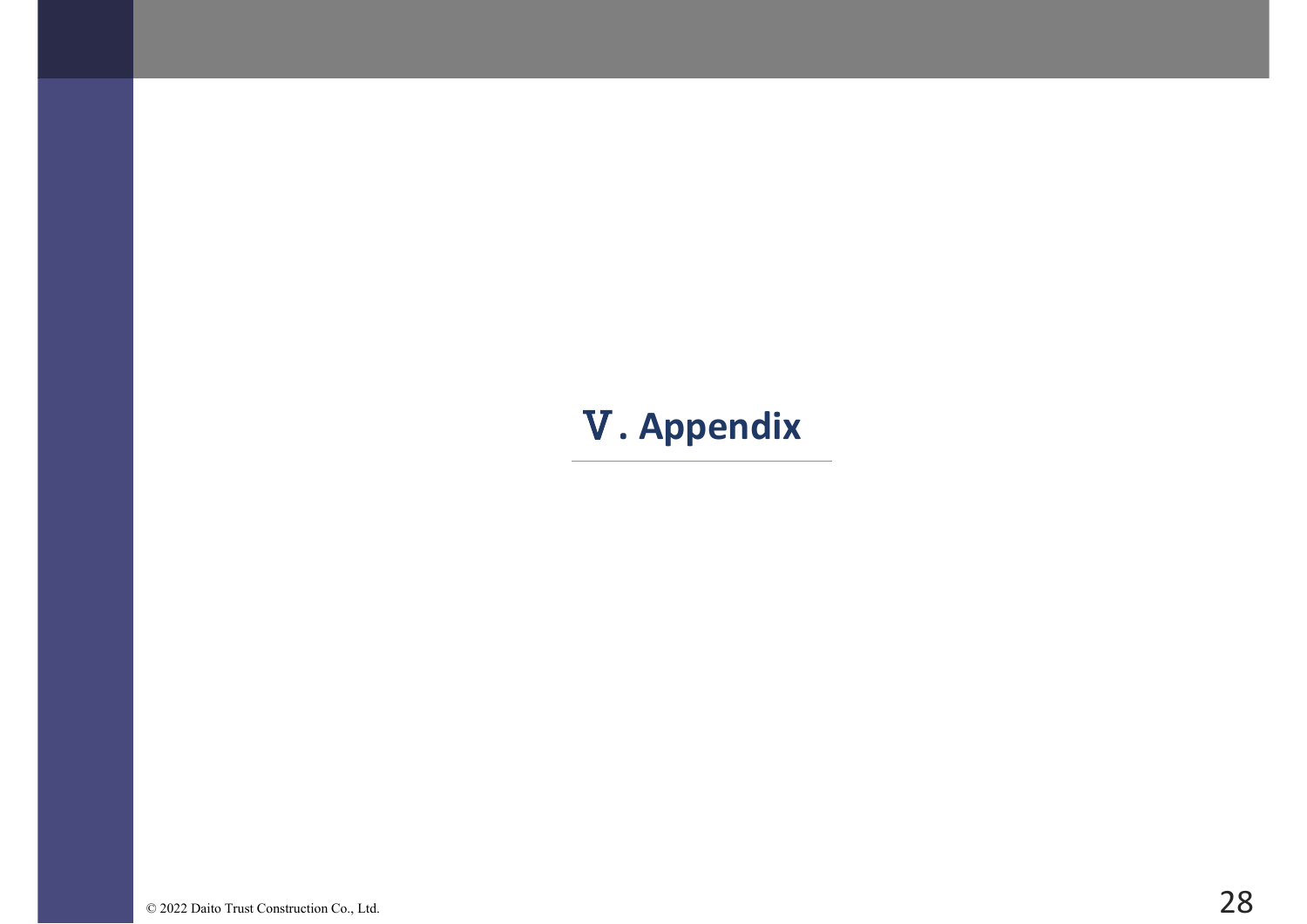# Ⅴ. Appendix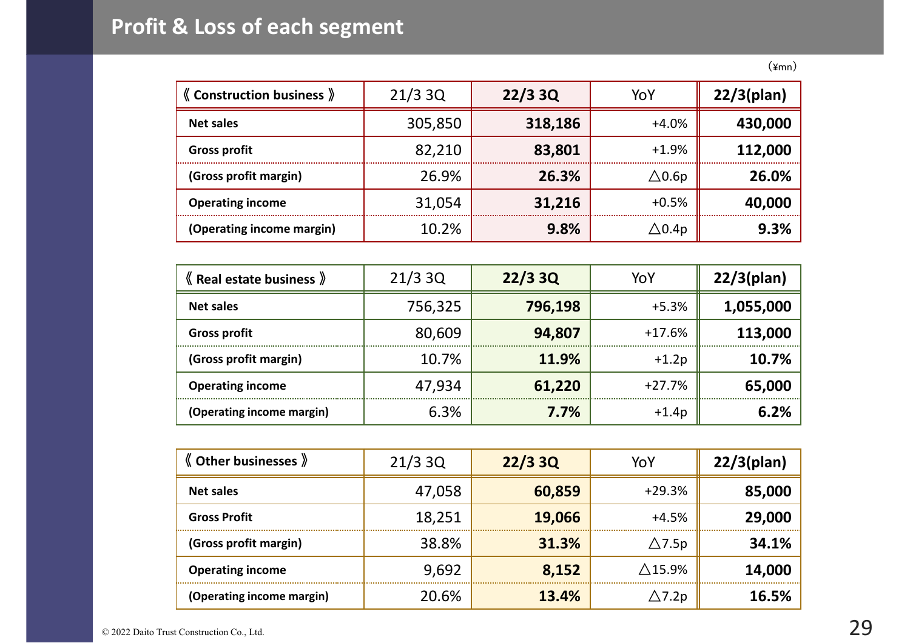# Profit & Loss of each segment

(¥mn)

| 《 Construction business 》 | 21/3 3Q | 22/3 3Q | YoY | 22/3(plan) |
|---|---|---|---|---|
| Net sales | 305,850 | 318,186 | +4.0% | 430,000 |
| Gross profit | 82,210 | 83,801 | +1.9% | 112,000 |
| (Gross profit margin) | 26.9% | 26.3% | △0.6p | 26.0% |
| Operating income | 31,054 | 31,216 | +0.5% | 40,000 |
| (Operating income margin) | 10.2% | 9.8% | △0.4p | 9.3% |

| 《 Real estate business 》 | 21/3 3Q | 22/3 3Q | YoY | 22/3(plan) |
|---|---|---|---|---|
| Net sales | 756,325 | 796,198 | +5.3% | 1,055,000 |
| Gross profit | 80,609 | 94,807 | +17.6% | 113,000 |
| (Gross profit margin) | 10.7% | 11.9% | +1.2p | 10.7% |
| Operating income | 47,934 | 61,220 | +27.7% | 65,000 |
| (Operating income margin) | 6.3% | 7.7% | +1.4p | 6.2% |

| 《 Other businesses 》 | 21/3 3Q | 22/3 3Q | YoY | 22/3(plan) |
|---|---|---|---|---|
| Net sales | 47,058 | 60,859 | +29.3% | 85,000 |
| Gross Profit | 18,251 | 19,066 | +4.5% | 29,000 |
| (Gross profit margin) | 38.8% | 31.3% | △7.5p | 34.1% |
| Operating income | 9,692 | 8,152 | △15.9% | 14,000 |
| (Operating income margin) | 20.6% | 13.4% | △7.2p | 16.5% |

© 2022 Daito Trust Construction Co., Ltd.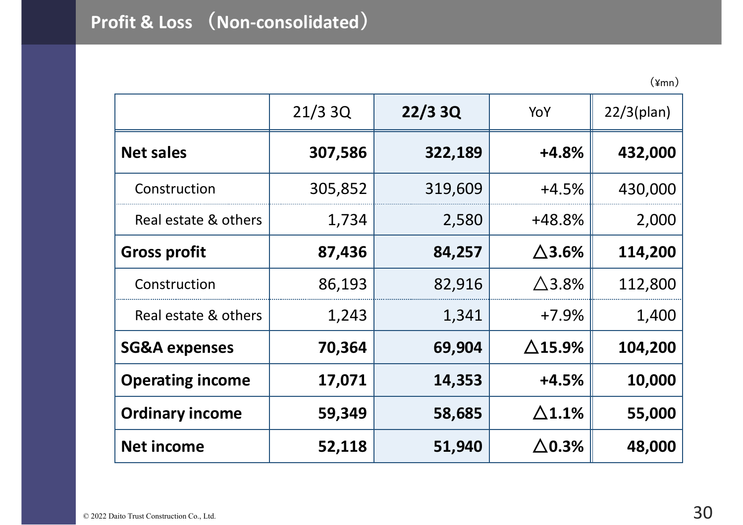## Profit & Loss （Non-consolidated）

（¥mn）

| | 21/3 3Q | 22/3 3Q | YoY | 22/3(plan) |
|---|---|---|---|---|
| **Net sales** | **307,586** | **322,189** | **+4.8%** | **432,000** |
| Construction | 305,852 | 319,609 | +4.5% | 430,000 |
| Real estate & others | 1,734 | 2,580 | +48.8% | 2,000 |
| **Gross profit** | **87,436** | **84,257** | **△3.6%** | **114,200** |
| Construction | 86,193 | 82,916 | △3.8% | 112,800 |
| Real estate & others | 1,243 | 1,341 | +7.9% | 1,400 |
| **SG&A expenses** | **70,364** | **69,904** | **△15.9%** | **104,200** |
| **Operating income** | **17,071** | **14,353** | **+4.5%** | **10,000** |
| **Ordinary income** | **59,349** | **58,685** | **△1.1%** | **55,000** |
| **Net income** | **52,118** | **51,940** | **△0.3%** | **48,000** |

© 2022 Daito Trust Construction Co., Ltd.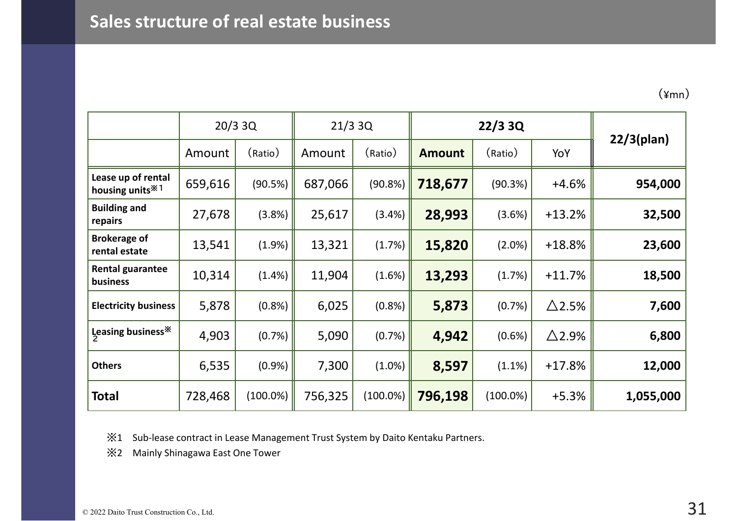# Sales structure of real estate business

（¥mn）

| | 20/3 3Q | | 21/3 3Q | | 22/3 3Q | | | 22/3(plan) |
|---|---|---|---|---|---|---|---|---|
| | Amount | （Ratio） | Amount | （Ratio） | **Amount** | （Ratio） | YoY | |
| **Lease up of rental housing units**※1 | 659,616 | (90.5%) | 687,066 | (90.8%) | **718,677** | (90.3%) | +4.6% | **954,000** |
| **Building and repairs** | 27,678 | (3.8%) | 25,617 | (3.4%) | **28,993** | (3.6%) | +13.2% | **32,500** |
| **Brokerage of rental estate** | 13,541 | (1.9%) | 13,321 | (1.7%) | **15,820** | (2.0%) | +18.8% | **23,600** |
| **Rental guarantee business** | 10,314 | (1.4%) | 11,904 | (1.6%) | **13,293** | (1.7%) | +11.7% | **18,500** |
| **Electricity business** | 5,878 | (0.8%) | 6,025 | (0.8%) | **5,873** | (0.7%) | △2.5% | **7,600** |
| **Leasing business**※2 | 4,903 | (0.7%) | 5,090 | (0.7%) | **4,942** | (0.6%) | △2.9% | **6,800** |
| **Others** | 6,535 | (0.9%) | 7,300 | (1.0%) | **8,597** | (1.1%) | +17.8% | **12,000** |
| **Total** | 728,468 | (100.0%) | 756,325 | (100.0%) | **796,198** | (100.0%) | +5.3% | **1,055,000** |

※1 Sub-lease contract in Lease Management Trust System by Daito Kentaku Partners.

※2 Mainly Shinagawa East One Tower

© 2022 Daito Trust Construction Co., Ltd.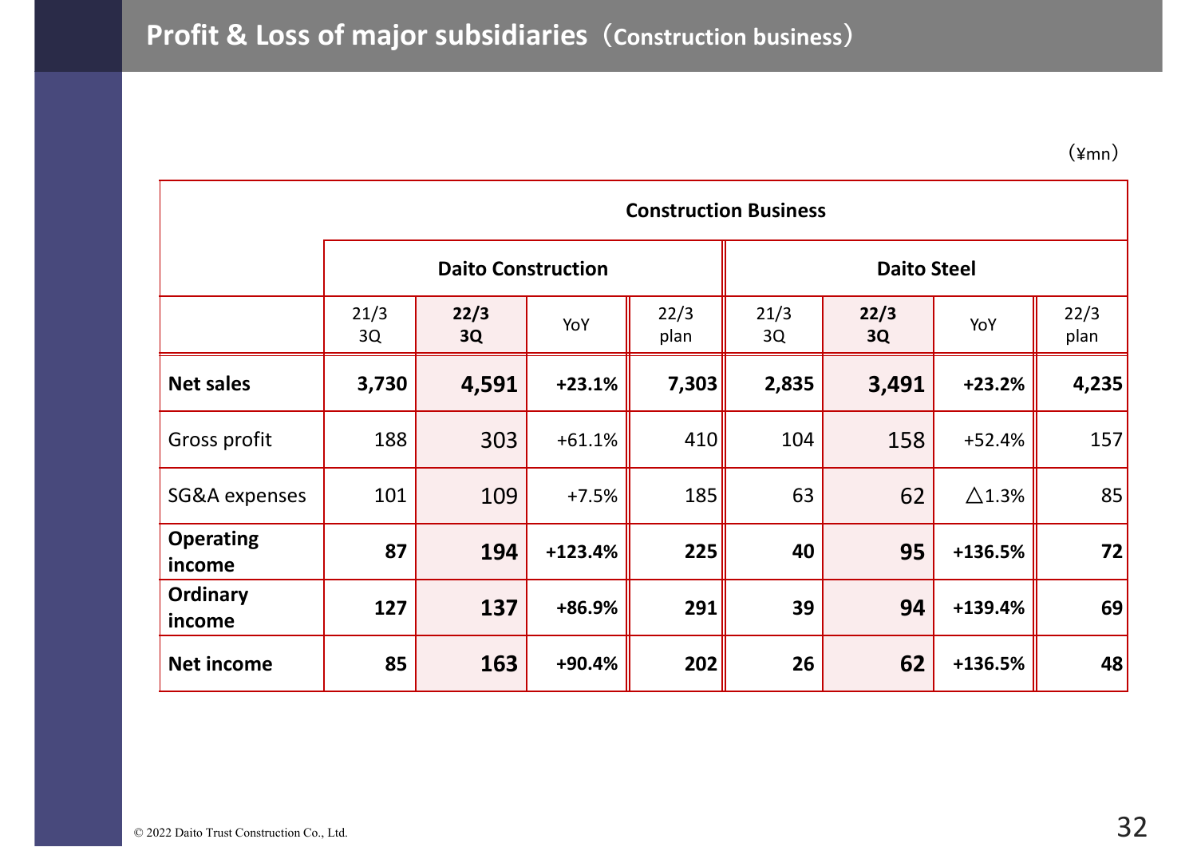# Profit & Loss of major subsidiaries（Construction business）

（¥mn）

| | Construction Business | | | | | | | |
|---|---|---|---|---|---|---|---|---|
| | Daito Construction | | | | Daito Steel | | | |
| | 21/3 3Q | 22/3 3Q | YoY | 22/3 plan | 21/3 3Q | 22/3 3Q | YoY | 22/3 plan |
| **Net sales** | **3,730** | **4,591** | **+23.1%** | **7,303** | **2,835** | **3,491** | **+23.2%** | **4,235** |
| Gross profit | 188 | 303 | +61.1% | 410 | 104 | 158 | +52.4% | 157 |
| SG&A expenses | 101 | 109 | +7.5% | 185 | 63 | 62 | △1.3% | 85 |
| **Operating income** | **87** | **194** | **+123.4%** | **225** | **40** | **95** | **+136.5%** | **72** |
| **Ordinary income** | **127** | **137** | **+86.9%** | **291** | **39** | **94** | **+139.4%** | **69** |
| **Net income** | **85** | **163** | **+90.4%** | **202** | **26** | **62** | **+136.5%** | **48** |

© 2022 Daito Trust Construction Co., Ltd.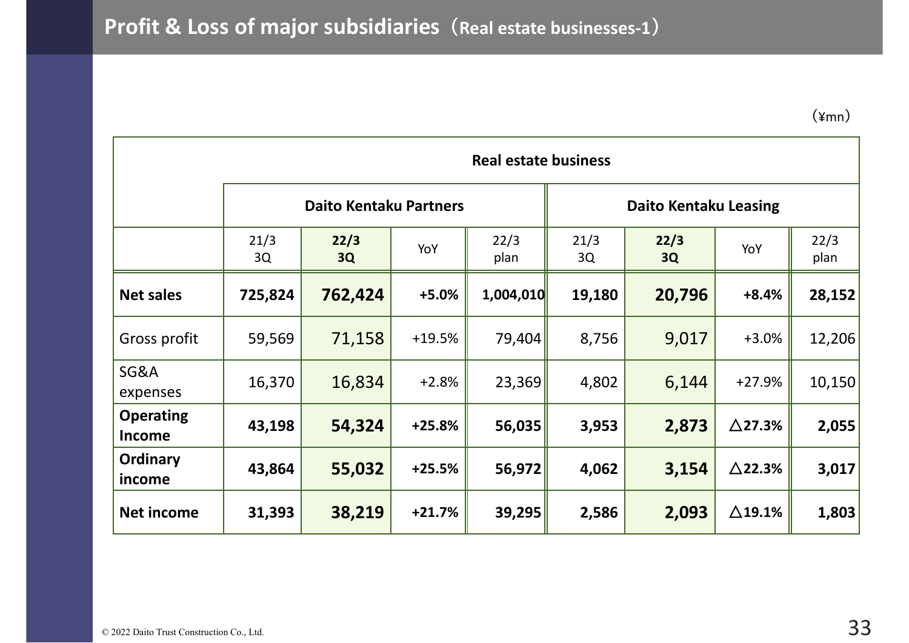# Profit & Loss of major subsidiaries（Real estate businesses-1）

（¥mn）

| | Real estate business | | | | | | | |
|---|---|---|---|---|---|---|---|---|
| | Daito Kentaku Partners | | | | Daito Kentaku Leasing | | | |
| | 21/3 3Q | **22/3 3Q** | YoY | 22/3 plan | 21/3 3Q | **22/3 3Q** | YoY | 22/3 plan |
| **Net sales** | **725,824** | **762,424** | **+5.0%** | **1,004,010** | **19,180** | **20,796** | **+8.4%** | **28,152** |
| Gross profit | 59,569 | 71,158 | +19.5% | 79,404 | 8,756 | 9,017 | +3.0% | 12,206 |
| SG&A expenses | 16,370 | 16,834 | +2.8% | 23,369 | 4,802 | 6,144 | +27.9% | 10,150 |
| **Operating Income** | **43,198** | **54,324** | **+25.8%** | **56,035** | **3,953** | **2,873** | **△27.3%** | **2,055** |
| **Ordinary income** | **43,864** | **55,032** | **+25.5%** | **56,972** | **4,062** | **3,154** | **△22.3%** | **3,017** |
| **Net income** | **31,393** | **38,219** | **+21.7%** | **39,295** | **2,586** | **2,093** | **△19.1%** | **1,803** |

© 2022 Daito Trust Construction Co., Ltd.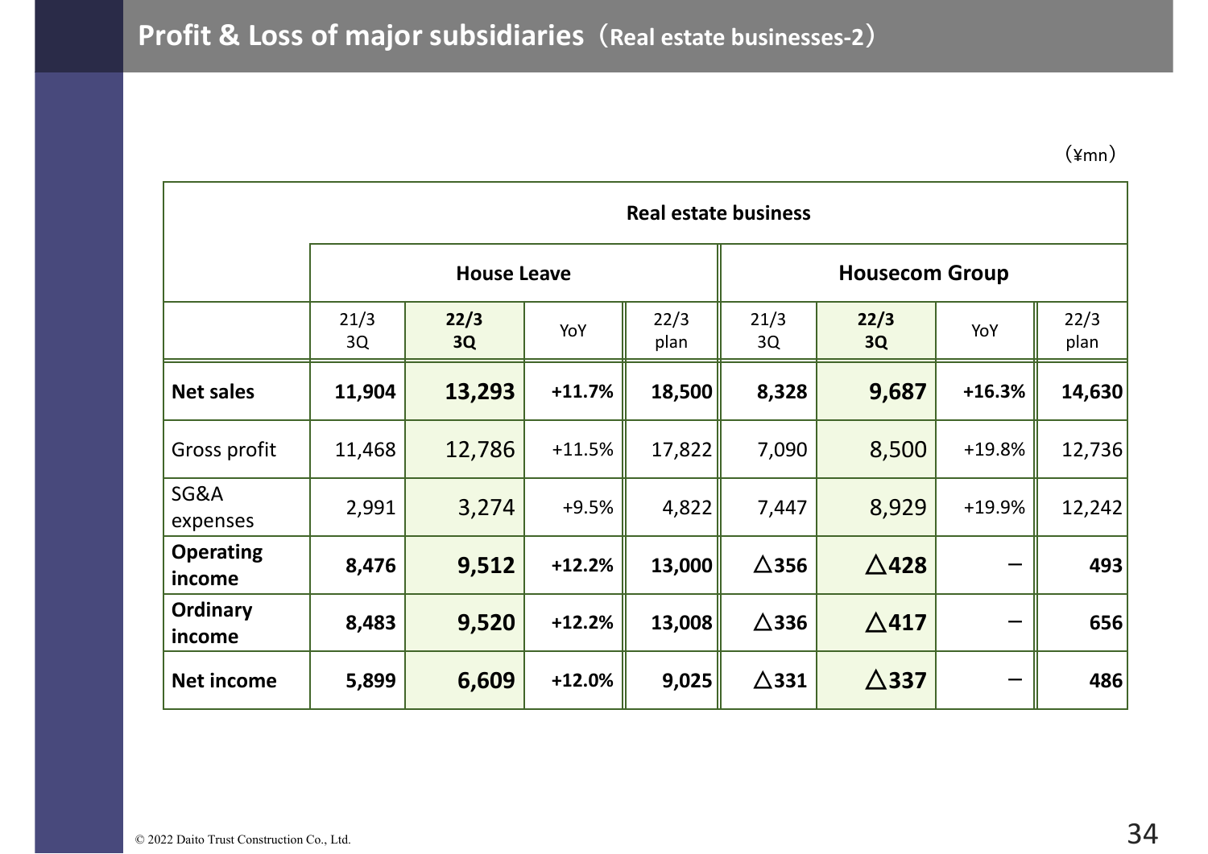# Profit & Loss of major subsidiaries（Real estate businesses-2）

（¥mn）

| | Real estate business | | | | | | | |
|---|---|---|---|---|---|---|---|---|
| | House Leave | | | | Housecom Group | | | |
| | 21/3 3Q | 22/3 3Q | YoY | 22/3 plan | 21/3 3Q | 22/3 3Q | YoY | 22/3 plan |
| **Net sales** | **11,904** | **13,293** | **+11.7%** | **18,500** | **8,328** | **9,687** | **+16.3%** | **14,630** |
| Gross profit | 11,468 | 12,786 | +11.5% | 17,822 | 7,090 | 8,500 | +19.8% | 12,736 |
| SG&A expenses | 2,991 | 3,274 | +9.5% | 4,822 | 7,447 | 8,929 | +19.9% | 12,242 |
| **Operating income** | **8,476** | **9,512** | **+12.2%** | **13,000** | **△356** | **△428** | **－** | **493** |
| **Ordinary income** | **8,483** | **9,520** | **+12.2%** | **13,008** | **△336** | **△417** | **－** | **656** |
| **Net income** | **5,899** | **6,609** | **+12.0%** | **9,025** | **△331** | **△337** | **－** | **486** |

© 2022 Daito Trust Construction Co., Ltd.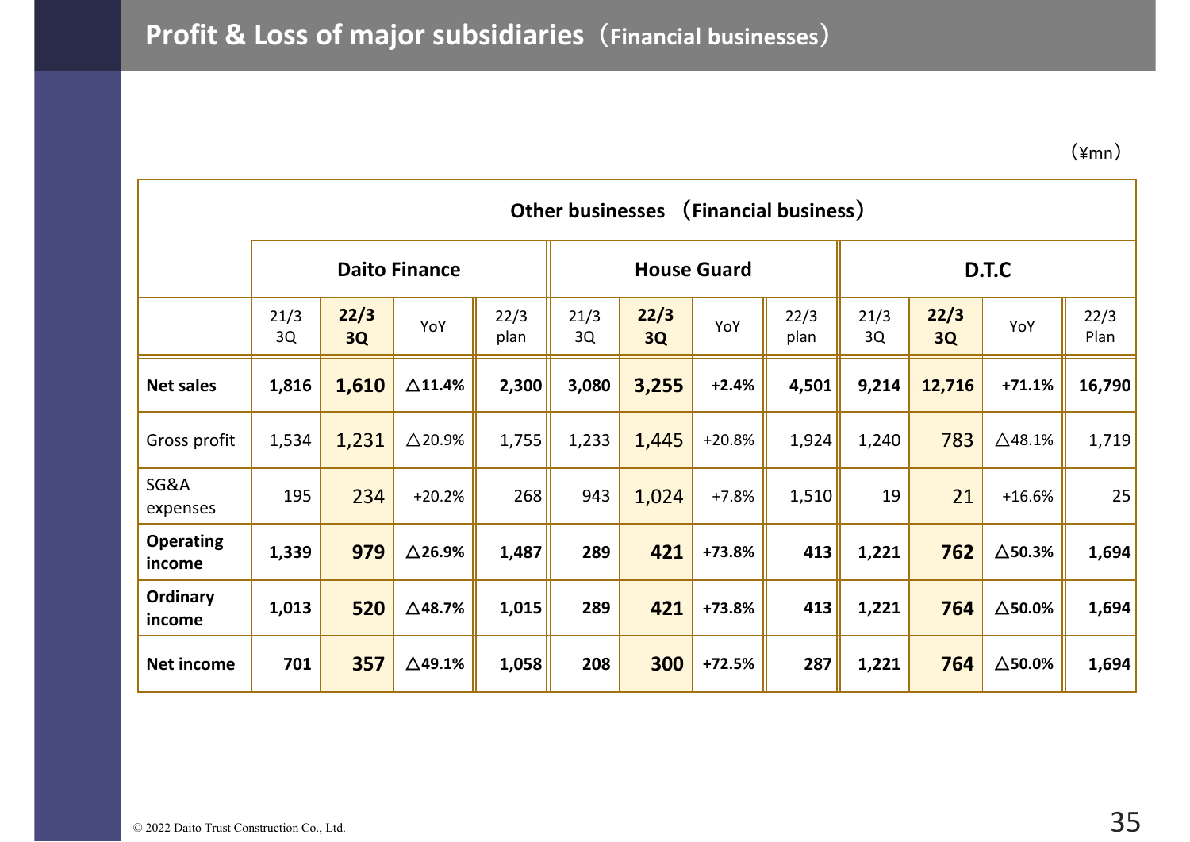# Profit & Loss of major subsidiaries（Financial businesses）

（¥mn）

| | Other businesses （Financial business） | | | | | | | | | | | |
|---|---|---|---|---|---|---|---|---|---|---|---|---|
| | Daito Finance | | | | House Guard | | | | D.T.C | | | |
| | 21/3 3Q | 22/3 3Q | YoY | 22/3 plan | 21/3 3Q | 22/3 3Q | YoY | 22/3 plan | 21/3 3Q | 22/3 3Q | YoY | 22/3 Plan |
| **Net sales** | **1,816** | **1,610** | **△11.4%** | **2,300** | **3,080** | **3,255** | **+2.4%** | **4,501** | **9,214** | **12,716** | **+71.1%** | **16,790** |
| Gross profit | 1,534 | 1,231 | △20.9% | 1,755 | 1,233 | 1,445 | +20.8% | 1,924 | 1,240 | 783 | △48.1% | 1,719 |
| SG&A expenses | 195 | 234 | +20.2% | 268 | 943 | 1,024 | +7.8% | 1,510 | 19 | 21 | +16.6% | 25 |
| **Operating income** | **1,339** | **979** | **△26.9%** | **1,487** | **289** | **421** | **+73.8%** | **413** | **1,221** | **762** | **△50.3%** | **1,694** |
| **Ordinary income** | **1,013** | **520** | **△48.7%** | **1,015** | **289** | **421** | **+73.8%** | **413** | **1,221** | **764** | **△50.0%** | **1,694** |
| **Net income** | **701** | **357** | **△49.1%** | **1,058** | **208** | **300** | **+72.5%** | **287** | **1,221** | **764** | **△50.0%** | **1,694** |

© 2022 Daito Trust Construction Co., Ltd.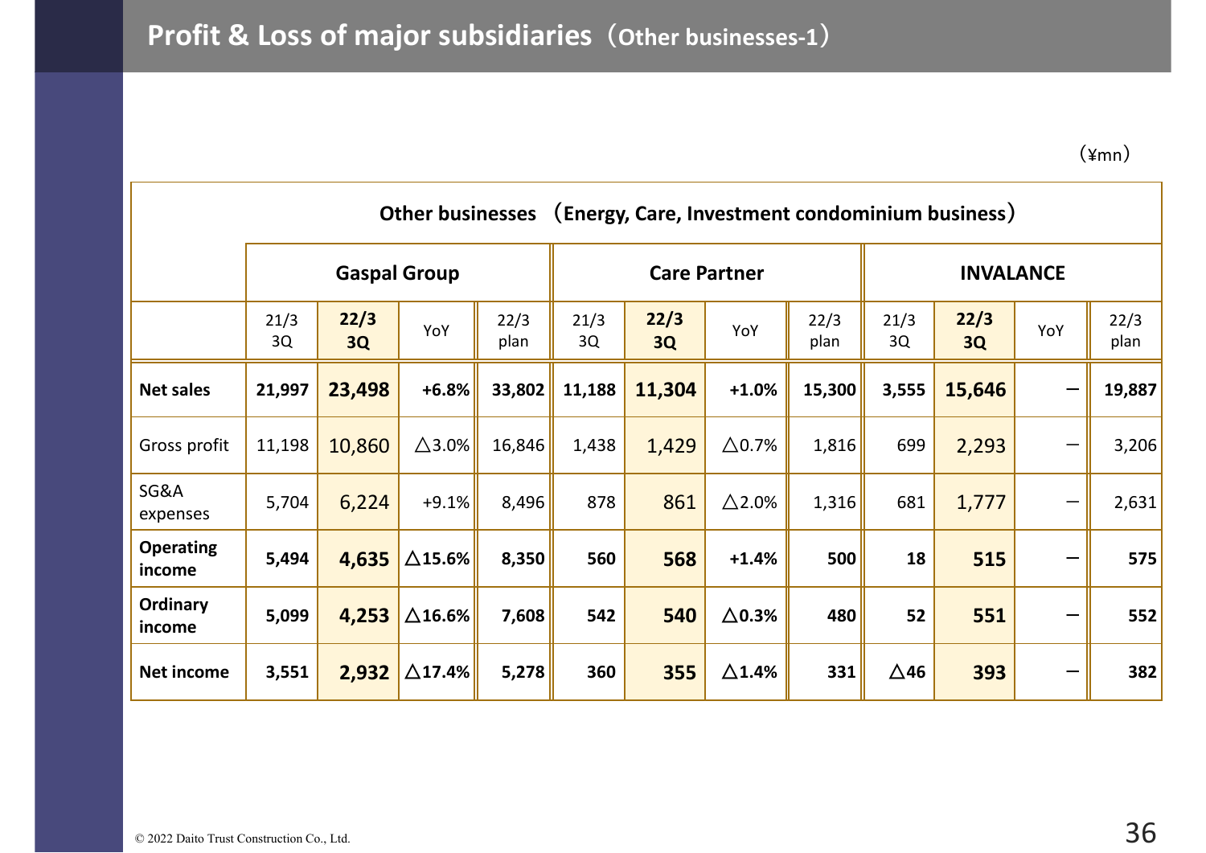# Profit & Loss of major subsidiaries（Other businesses-1）

（¥mn）

| Other businesses （Energy, Care, Investment condominium business） | Gaspal Group | | | | Care Partner | | | | INVALANCE | | | |
|---|---|---|---|---|---|---|---|---|---|---|---|---|
| | 21/3 3Q | **22/3 3Q** | YoY | 22/3 plan | 21/3 3Q | **22/3 3Q** | YoY | 22/3 plan | 21/3 3Q | **22/3 3Q** | YoY | 22/3 plan |
| **Net sales** | **21,997** | **23,498** | **+6.8%** | **33,802** | **11,188** | **11,304** | **+1.0%** | **15,300** | **3,555** | **15,646** | － | **19,887** |
| Gross profit | 11,198 | 10,860 | △3.0% | 16,846 | 1,438 | 1,429 | △0.7% | 1,816 | 699 | 2,293 | － | 3,206 |
| SG&A expenses | 5,704 | 6,224 | +9.1% | 8,496 | 878 | 861 | △2.0% | 1,316 | 681 | 1,777 | － | 2,631 |
| **Operating income** | **5,494** | **4,635** | **△15.6%** | **8,350** | **560** | **568** | **+1.4%** | **500** | **18** | **515** | － | **575** |
| **Ordinary income** | **5,099** | **4,253** | **△16.6%** | **7,608** | **542** | **540** | **△0.3%** | **480** | **52** | **551** | － | **552** |
| **Net income** | **3,551** | **2,932** | **△17.4%** | **5,278** | **360** | **355** | **△1.4%** | **331** | **△46** | **393** | － | **382** |

© 2022 Daito Trust Construction Co., Ltd.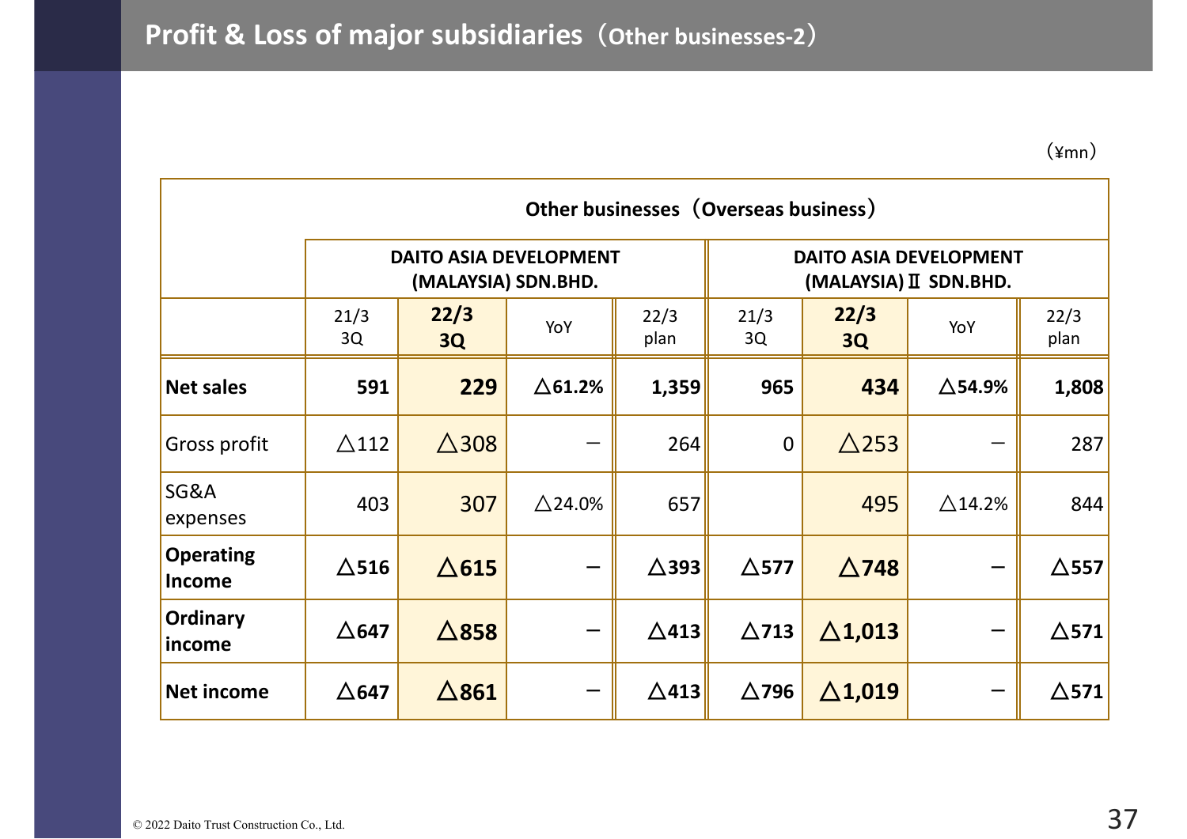# Profit & Loss of major subsidiaries（Other businesses-2）

（¥mn）

| | Other businesses（Overseas business） | | | | | | | |
|---|---|---|---|---|---|---|---|---|
| | DAITO ASIA DEVELOPMENT (MALAYSIA) SDN.BHD. | | | | DAITO ASIA DEVELOPMENT (MALAYSIA) Ⅱ SDN.BHD. | | | |
| | 21/3 3Q | **22/3 3Q** | YoY | 22/3 plan | 21/3 3Q | **22/3 3Q** | YoY | 22/3 plan |
| **Net sales** | **591** | **229** | **△61.2%** | **1,359** | **965** | **434** | **△54.9%** | **1,808** |
| Gross profit | △112 | △308 | － | 264 | 0 | △253 | － | 287 |
| SG&A expenses | 403 | 307 | △24.0% | 657 | | 495 | △14.2% | 844 |
| **Operating Income** | **△516** | **△615** | **－** | **△393** | **△577** | **△748** | **－** | **△557** |
| **Ordinary income** | **△647** | **△858** | **－** | **△413** | **△713** | **△1,013** | **－** | **△571** |
| **Net income** | **△647** | **△861** | **－** | **△413** | **△796** | **△1,019** | **－** | **△571** |

© 2022 Daito Trust Construction Co., Ltd.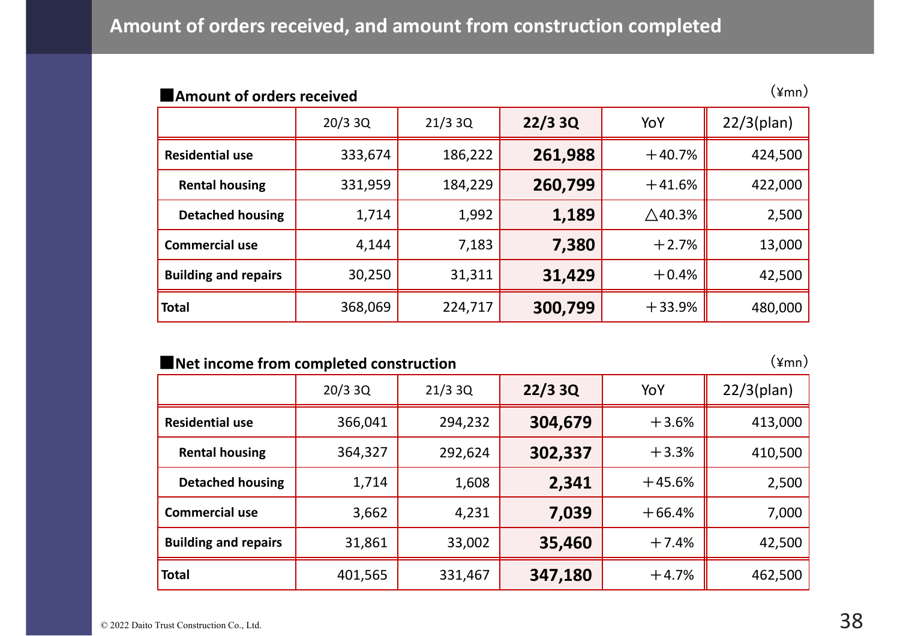# Amount of orders received, and amount from construction completed

## ■Amount of orders received

（¥mn）

| | 20/3 3Q | 21/3 3Q | 22/3 3Q | YoY | 22/3(plan) |
|---|---|---|---|---|---|
| **Residential use** | 333,674 | 186,222 | **261,988** | ＋40.7% | 424,500 |
| **Rental housing** | 331,959 | 184,229 | **260,799** | ＋41.6% | 422,000 |
| **Detached housing** | 1,714 | 1,992 | **1,189** | △40.3% | 2,500 |
| **Commercial use** | 4,144 | 7,183 | **7,380** | ＋2.7% | 13,000 |
| **Building and repairs** | 30,250 | 31,311 | **31,429** | ＋0.4% | 42,500 |
| **Total** | 368,069 | 224,717 | **300,799** | ＋33.9% | 480,000 |

## ■Net income from completed construction

（¥mn）

| | 20/3 3Q | 21/3 3Q | 22/3 3Q | YoY | 22/3(plan) |
|---|---|---|---|---|---|
| **Residential use** | 366,041 | 294,232 | **304,679** | ＋3.6% | 413,000 |
| **Rental housing** | 364,327 | 292,624 | **302,337** | ＋3.3% | 410,500 |
| **Detached housing** | 1,714 | 1,608 | **2,341** | ＋45.6% | 2,500 |
| **Commercial use** | 3,662 | 4,231 | **7,039** | ＋66.4% | 7,000 |
| **Building and repairs** | 31,861 | 33,002 | **35,460** | ＋7.4% | 42,500 |
| **Total** | 401,565 | 331,467 | **347,180** | ＋4.7% | 462,500 |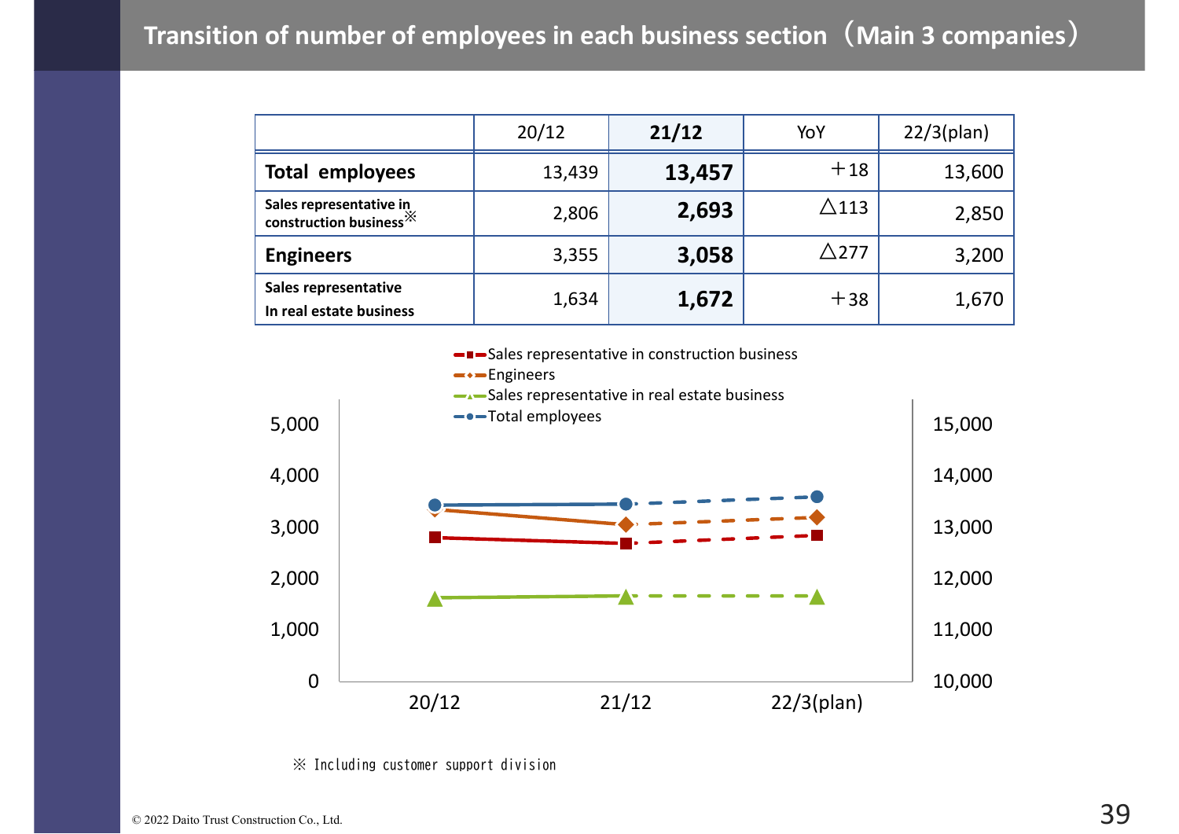# Transition of number of employees in each business section（Main 3 companies）

| | 20/12 | 21/12 | YoY | 22/3(plan) |
|---|---|---|---|---|
| **Total employees** | 13,439 | **13,457** | ＋18 | 13,600 |
| **Sales representative in construction business**※ | 2,806 | **2,693** | △113 | 2,850 |
| **Engineers** | 3,355 | **3,058** | △277 | 3,200 |
| **Sales representative In real estate business** | 1,634 | **1,672** | ＋38 | 1,670 |

Sales representative in construction business
Engineers
Sales representative in real estate business
Total employees

※ Including customer support division

© 2022 Daito Trust Construction Co., Ltd.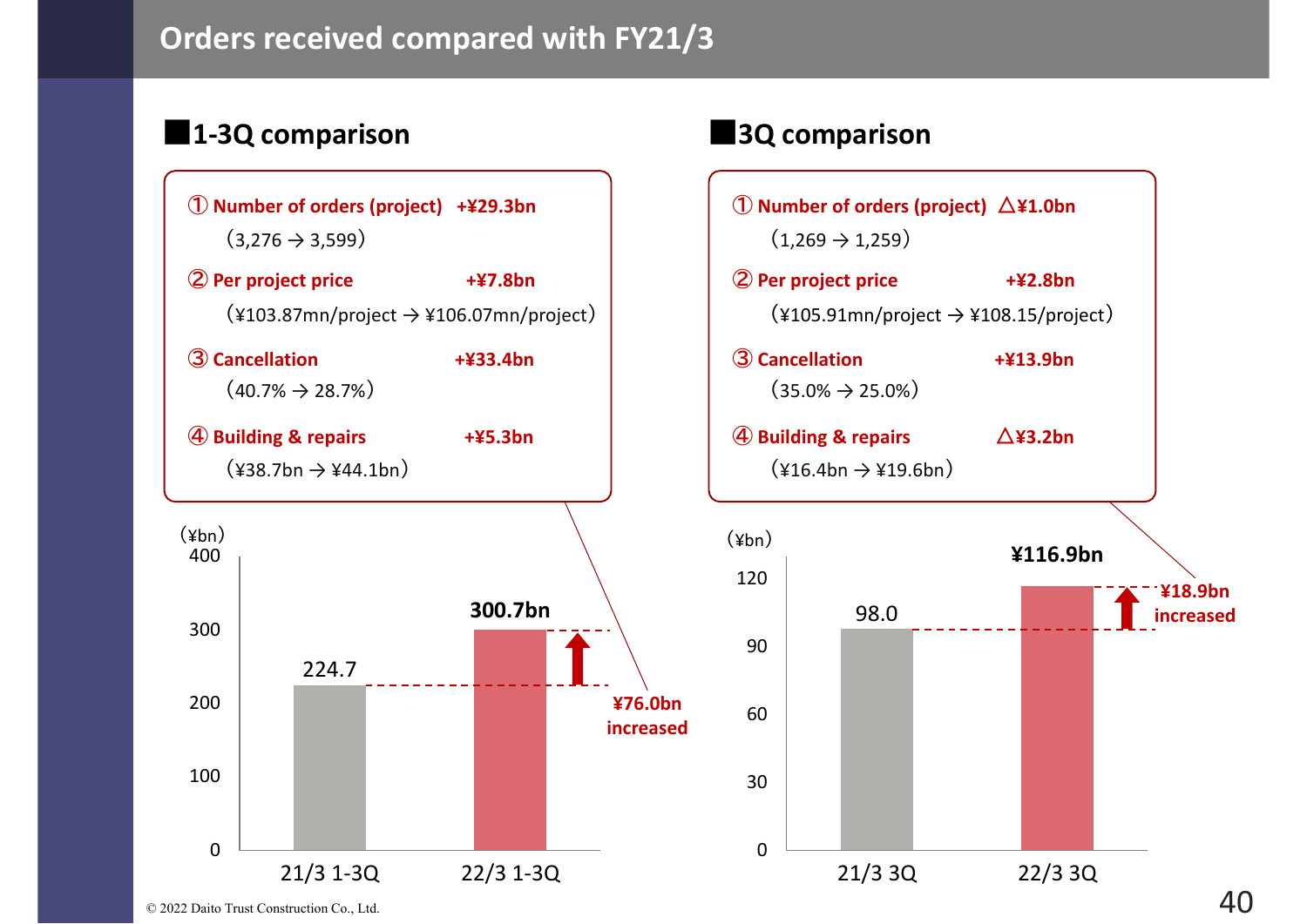# Orders received compared with FY21/3

## ■1-3Q comparison

① **Number of orders (project) +¥29.3bn**
（3,276 → 3,599）

② **Per project price +¥7.8bn**
（¥103.87mn/project → ¥106.07mn/project）

③ **Cancellation +¥33.4bn**
（40.7% → 28.7%）

④ **Building & repairs +¥5.3bn**
（¥38.7bn → ¥44.1bn）

（¥bn）

| | 21/3 1-3Q | 22/3 1-3Q |
|---|---|---|
| Orders received | 224.7 | 300.7bn |

**¥76.0bn increased**

## ■3Q comparison

① **Number of orders (project) △¥1.0bn**
（1,269 → 1,259）

② **Per project price +¥2.8bn**
（¥105.91mn/project → ¥108.15/project）

③ **Cancellation +¥13.9bn**
（35.0% → 25.0%）

④ **Building & repairs △¥3.2bn**
（¥16.4bn → ¥19.6bn）

（¥bn）

| | 21/3 3Q | 22/3 3Q |
|---|---|---|
| Orders received | 98.0 | ¥116.9bn |

**¥18.9bn increased**

© 2022 Daito Trust Construction Co., Ltd.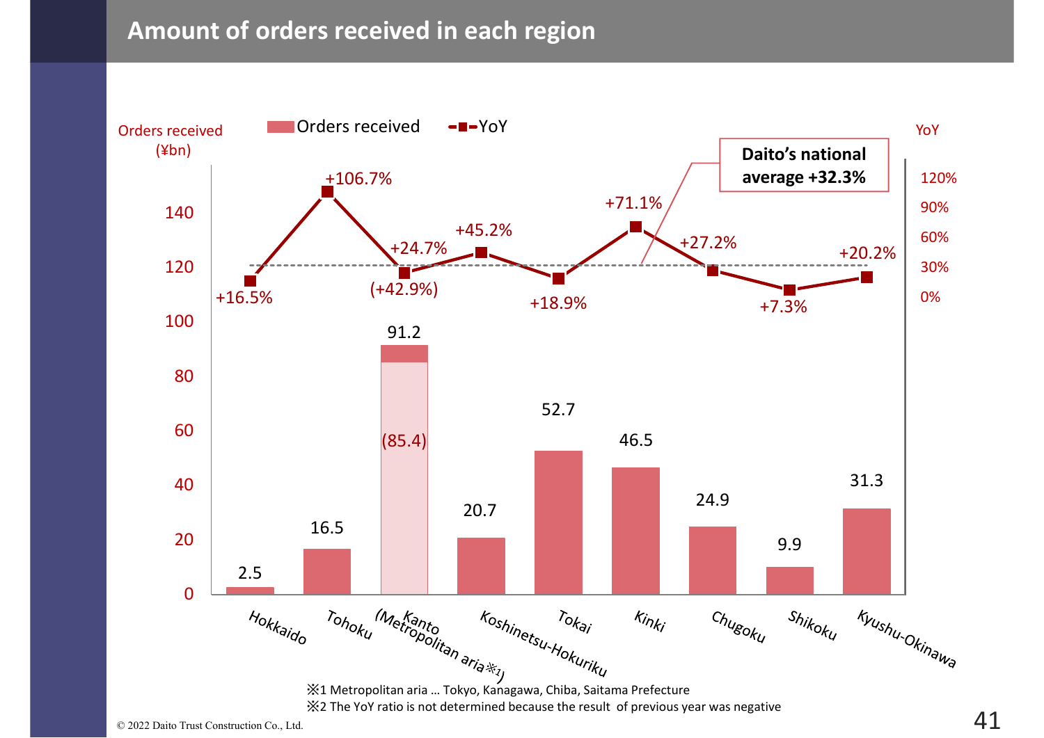# Amount of orders received in each region

Orders received (¥bn) / YoY

Daito's national average +32.3%

| Region | Orders received (¥bn) | YoY |
| --- | --- | --- |
| Hokkaido | 2.5 | +16.5% |
| Tohoku | 16.5 | +106.7% |
| Kanto (Metropolitan aria※1) | 91.2 (85.4) | +24.7% (+42.9%) |
| Koshinetsu-Hokuriku | 20.7 | +45.2% |
| Tokai | 52.7 | +18.9% |
| Kinki | 46.5 | +71.1% |
| Chugoku | 24.9 | +27.2% |
| Shikoku | 9.9 | +7.3% |
| Kyushu-Okinawa | 31.3 | +20.2% |

※1 Metropolitan aria … Tokyo, Kanagawa, Chiba, Saitama Prefecture

※2 The YoY ratio is not determined because the result of previous year was negative

© 2022 Daito Trust Construction Co., Ltd.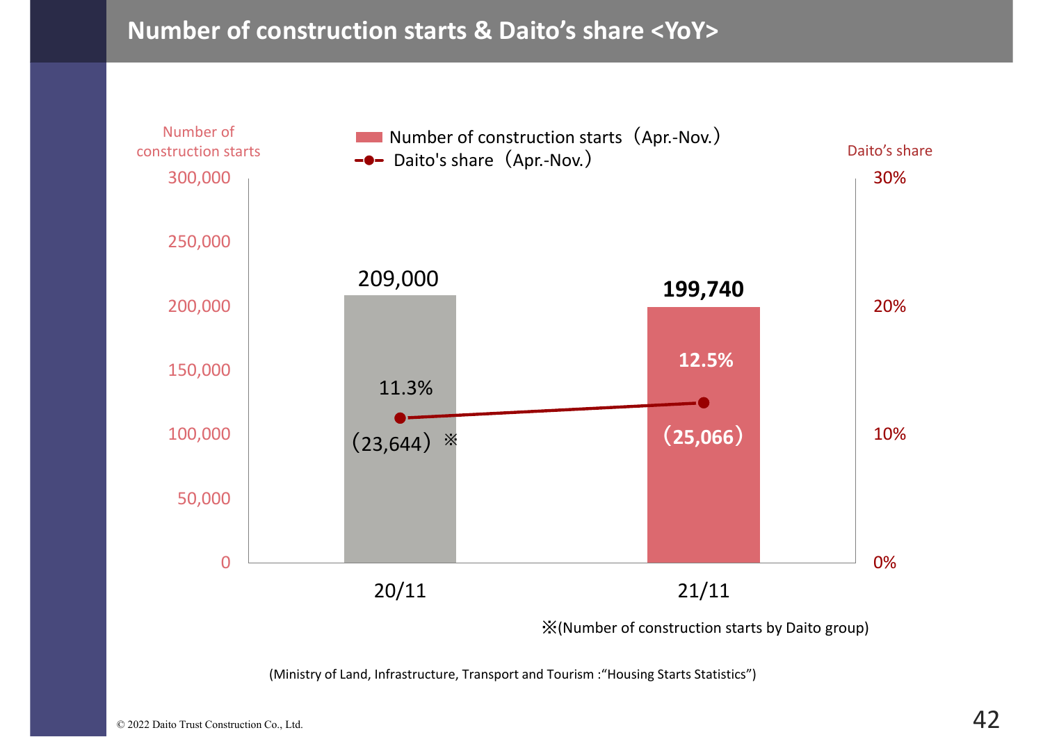# Number of construction starts & Daito's share <YoY>

| | 20/11 | 21/11 |
|---|---|---|
| Number of construction starts（Apr.-Nov.） | 209,000 | **199,740** |
| Daito's share（Apr.-Nov.） | 11.3% | **12.5%** |
| ※ | (23,644) | **(25,066)** |

※(Number of construction starts by Daito group)

(Ministry of Land, Infrastructure, Transport and Tourism :"Housing Starts Statistics")

© 2022 Daito Trust Construction Co., Ltd.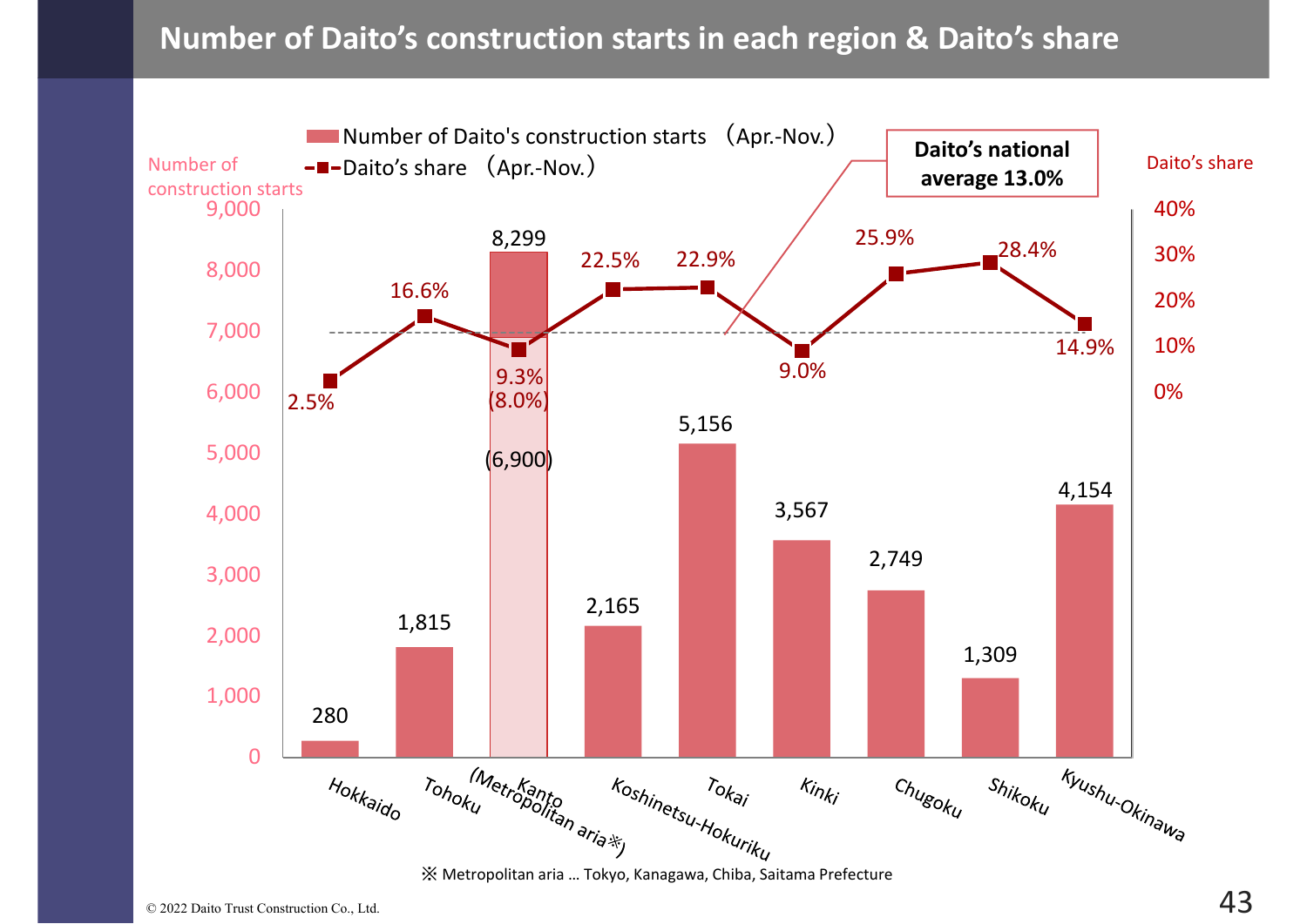# Number of Daito's construction starts in each region & Daito's share

| Region | Number of Daito's construction starts (Apr.-Nov.) | Daito's share (Apr.-Nov.) |
|---|---|---|
| Hokkaido | 280 | 2.5% |
| Tohoku | 1,815 | 16.6% |
| Kanto (Metropolitan aria※) | 8,299 (6,900) | 9.3% (8.0%) |
| Koshinetsu-Hokuriku | 2,165 | 22.5% |
| Tokai | 5,156 | 22.9% |
| Kinki | 3,567 | 9.0% |
| Chugoku | 2,749 | 25.9% |
| Shikoku | 1,309 | 28.4% |
| Kyushu-Okinawa | 4,154 | 14.9% |

**Daito's national average 13.0%**

※ Metropolitan aria … Tokyo, Kanagawa, Chiba, Saitama Prefecture

© 2022 Daito Trust Construction Co., Ltd.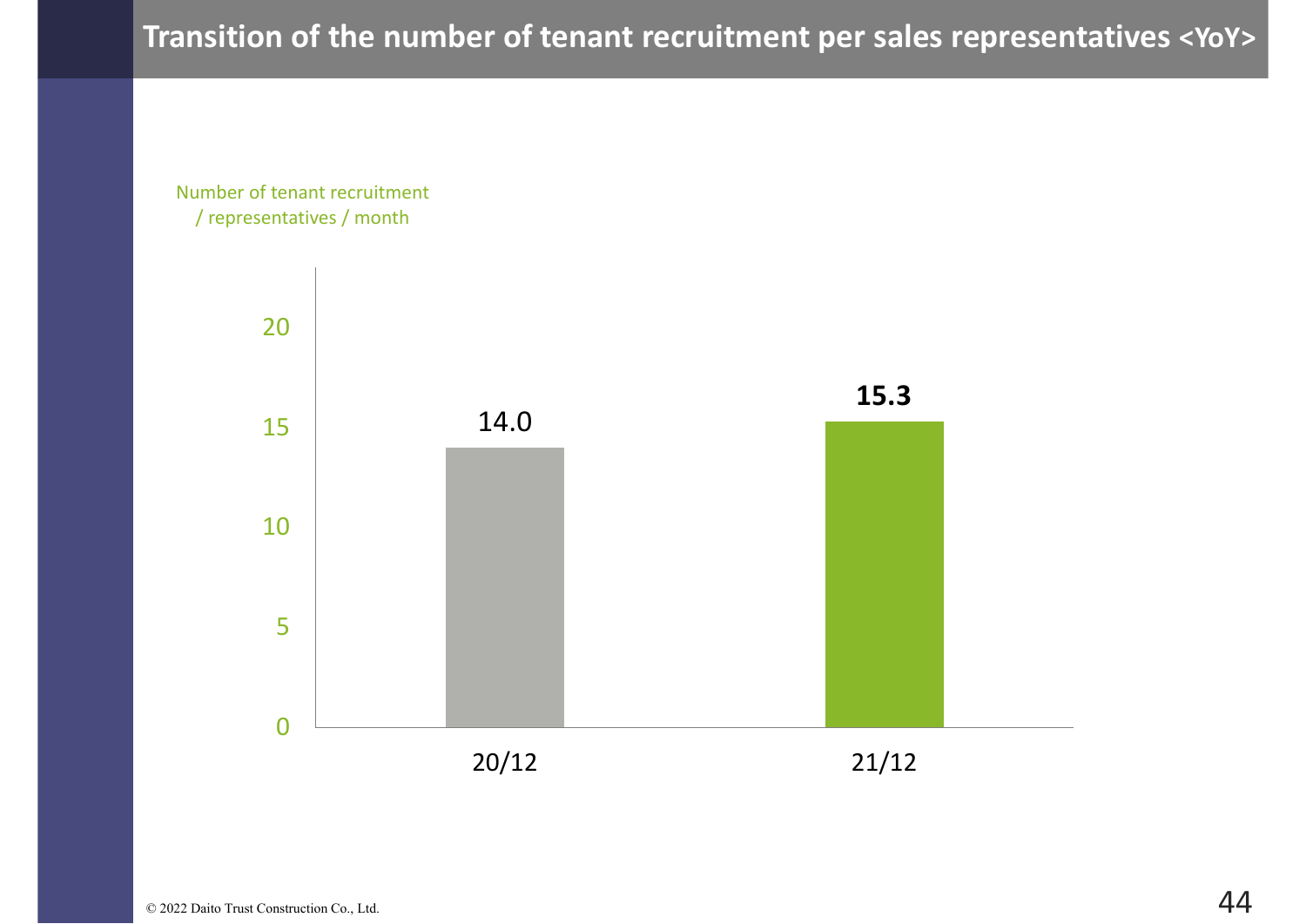# Transition of the number of tenant recruitment per sales representatives <YoY>

Number of tenant recruitment / representatives / month

| | 20/12 | 21/12 |
|---|---|---|
| Number of tenant recruitment / representatives / month | 14.0 | **15.3** |

© 2022 Daito Trust Construction Co., Ltd.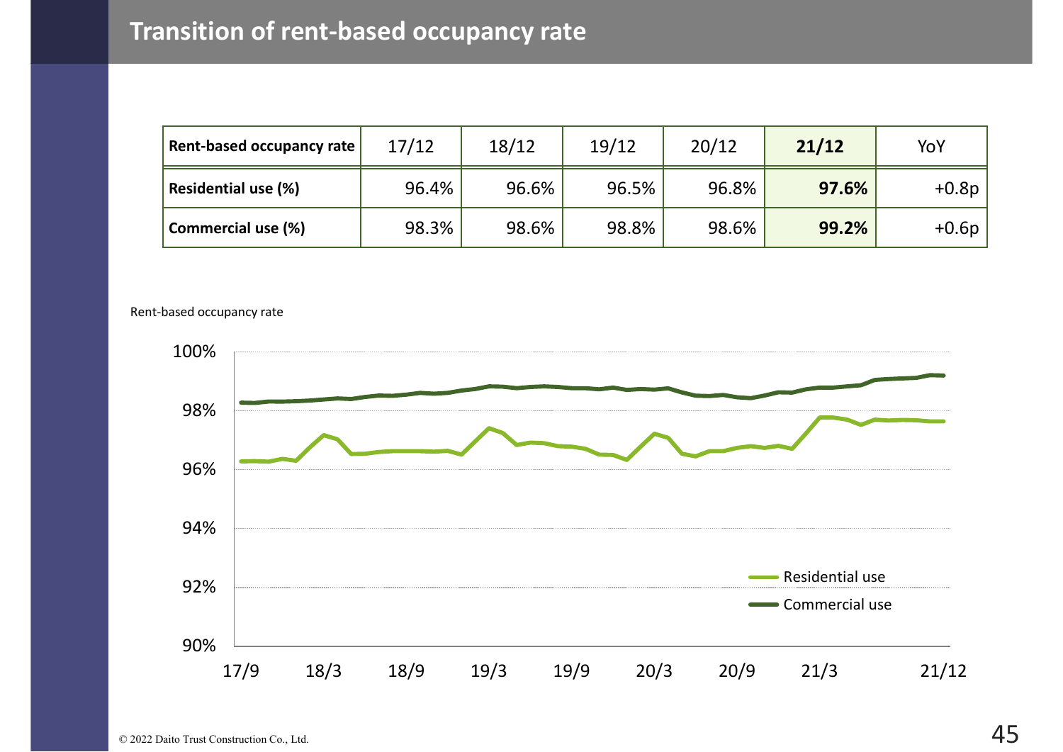# Transition of rent-based occupancy rate

| Rent-based occupancy rate | 17/12 | 18/12 | 19/12 | 20/12 | **21/12** | YoY |
|---|---|---|---|---|---|---|
| **Residential use (%)** | 96.4% | 96.6% | 96.5% | 96.8% | **97.6%** | +0.8p |
| **Commercial use (%)** | 98.3% | 98.6% | 98.8% | 98.6% | **99.2%** | +0.6p |

Rent-based occupancy rate

100%
98%
96%
94%
92%
90%

17/9 18/3 18/9 19/3 19/9 20/3 20/9 21/3 21/12

Residential use
Commercial use

© 2022 Daito Trust Construction Co., Ltd.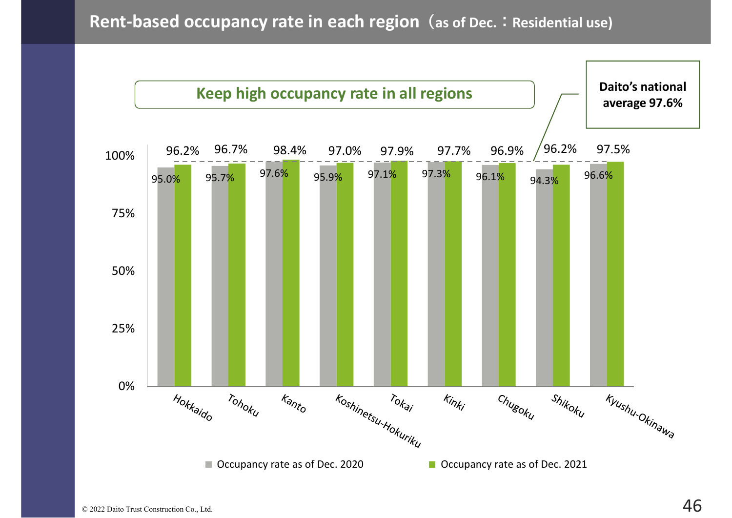# Rent-based occupancy rate in each region（as of Dec.：Residential use)

**Keep high occupancy rate in all regions**

**Daito's national average 97.6%**

| Region | Occupancy rate as of Dec. 2020 | Occupancy rate as of Dec. 2021 |
| --- | --- | --- |
| Hokkaido | 95.0% | 96.2% |
| Tohoku | 95.7% | 96.7% |
| Kanto | 97.6% | 98.4% |
| Koshinetsu-Hokuriku | 95.9% | 97.0% |
| Tokai | 97.1% | 97.9% |
| Kinki | 97.3% | 97.7% |
| Chugoku | 96.1% | 96.9% |
| Shikoku | 94.3% | 96.2% |
| Kyushu-Okinawa | 96.6% | 97.5% |

© 2022 Daito Trust Construction Co., Ltd.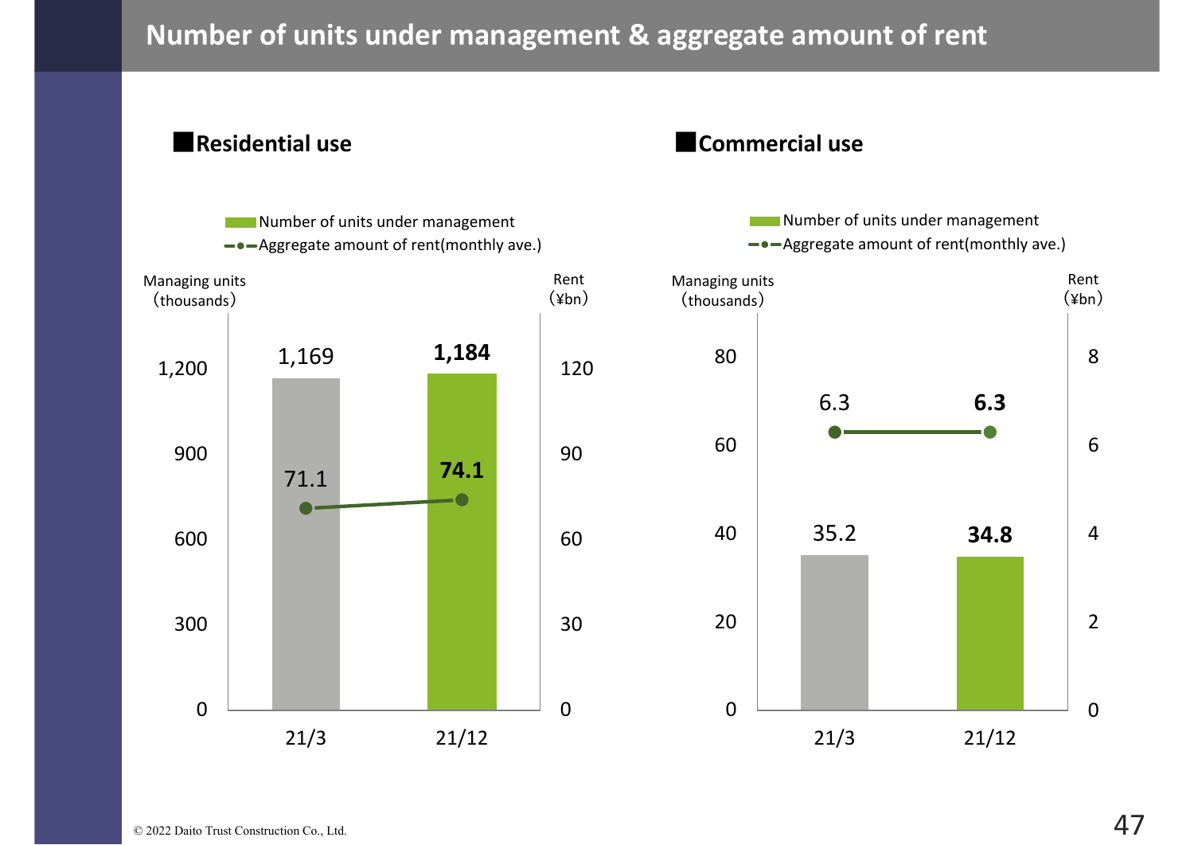# Number of units under management & aggregate amount of rent

## Residential use

| | 21/3 | 21/12 |
|---|---|---|
| Number of units under management (thousands) | 1,169 | **1,184** |
| Aggregate amount of rent (monthly ave.) (¥bn) | 71.1 | **74.1** |

## Commercial use

| | 21/3 | 21/12 |
|---|---|---|
| Number of units under management (thousands) | 35.2 | **34.8** |
| Aggregate amount of rent (monthly ave.) (¥bn) | 6.3 | **6.3** |

© 2022 Daito Trust Construction Co., Ltd.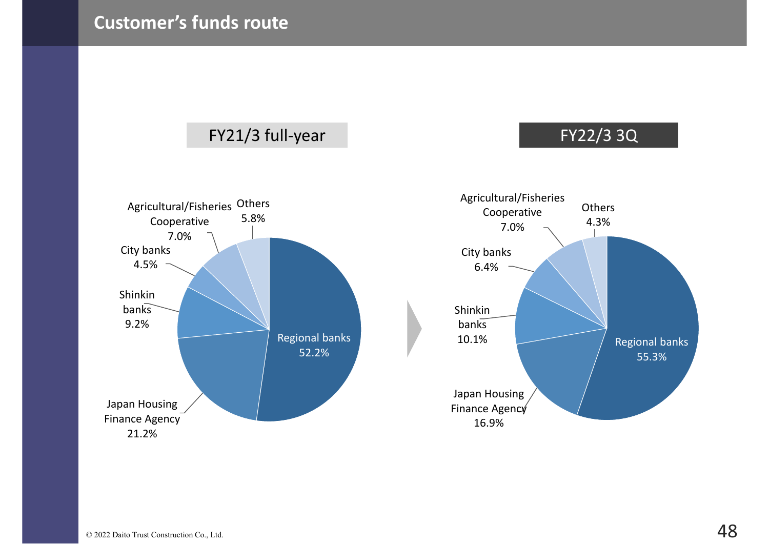# Customer's funds route

| Funds route | FY21/3 full-year | FY22/3 3Q |
|---|---|---|
| Regional banks | 52.2% | 55.3% |
| Japan Housing Finance Agency | 21.2% | 16.9% |
| Shinkin banks | 9.2% | 10.1% |
| City banks | 4.5% | 6.4% |
| Agricultural/Fisheries Cooperative | 7.0% | 7.0% |
| Others | 5.8% | 4.3% |

© 2022 Daito Trust Construction Co., Ltd.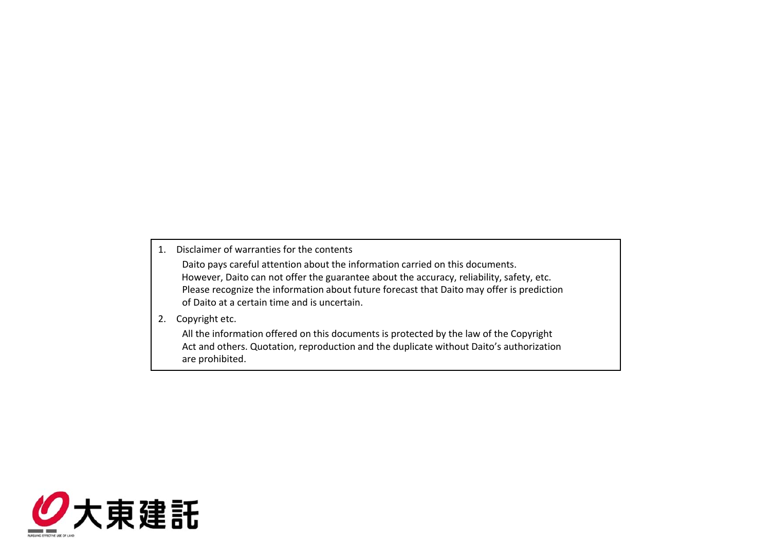1. Disclaimer of warranties for the contents

   Daito pays careful attention about the information carried on this documents.
   However, Daito can not offer the guarantee about the accuracy, reliability, safety, etc.
   Please recognize the information about future forecast that Daito may offer is prediction of Daito at a certain time and is uncertain.

2. Copyright etc.

   All the information offered on this documents is protected by the law of the Copyright Act and others. Quotation, reproduction and the duplicate without Daito's authorization are prohibited.

大東建託

PURSUING EFFECTIVE USE OF LAND